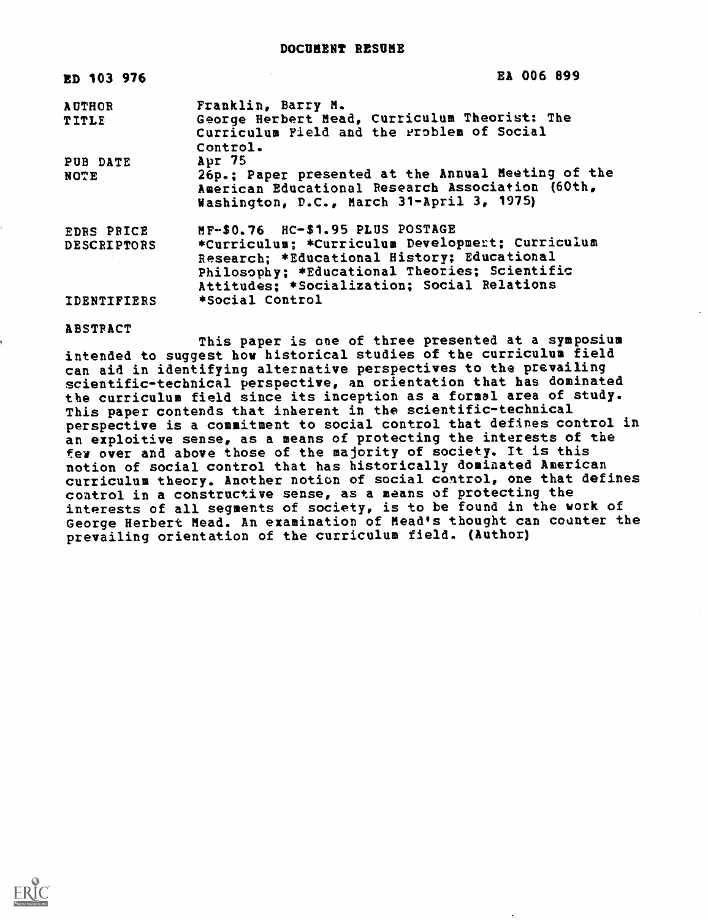# DOCUMENT RESUME

| | |
|---|---|
| ED 103 976 | EA 006 899 |
| AUTHOR | Franklin, Barry M. |
| TITLE | George Herbert Mead, Curriculum Theorist: The Curriculum Field and the Problem of Social Control. |
| PUB DATE | Apr 75 |
| NOTE | 26p.; Paper presented at the Annual Meeting of the American Educational Research Association (60th, Washington, D.C., March 31-April 3, 1975) |
| EDRS PRICE | MF-$0.76 HC-$1.95 PLUS POSTAGE |
| DESCRIPTORS | *Curriculum; *Curriculum Development; Curriculum Research; *Educational History; Educational Philosophy; *Educational Theories; Scientific Attitudes; *Socialization; Social Relations |
| IDENTIFIERS | *Social Control |

## ABSTRACT

This paper is one of three presented at a symposium intended to suggest how historical studies of the curriculum field can aid in identifying alternative perspectives to the prevailing scientific-technical perspective, an orientation that has dominated the curriculum field since its inception as a formal area of study. This paper contends that inherent in the scientific-technical perspective is a commitment to social control that defines control in an exploitive sense, as a means of protecting the interests of the few over and above those of the majority of society. It is this notion of social control that has historically dominated American curriculum theory. Another notion of social control, one that defines control in a constructive sense, as a means of protecting the interests of all segments of society, is to be found in the work of George Herbert Mead. An examination of Mead's thought can counter the prevailing orientation of the curriculum field. (Author)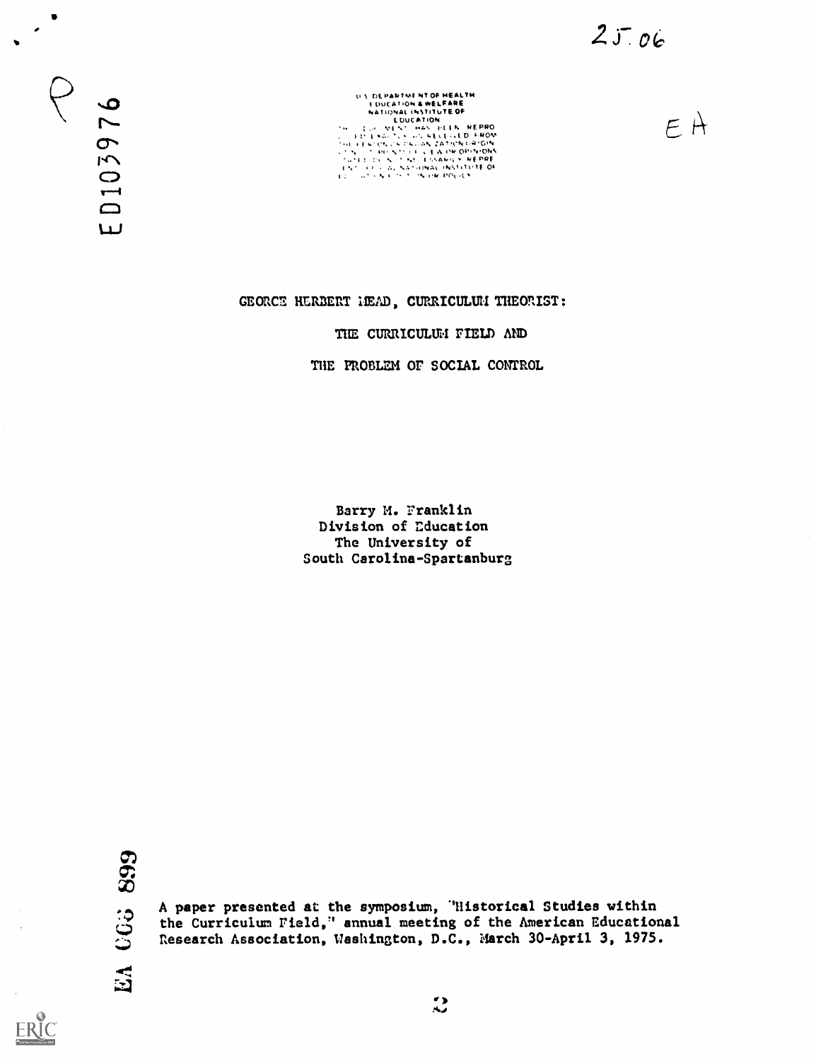# GEORGE HERBERT MEAD, CURRICULUM THEORIST:

## THE CURRICULUM FIELD AND

## THE PROBLEM OF SOCIAL CONTROL

Barry M. Franklin
Division of Education
The University of
South Carolina-Spartanburg

A paper presented at the symposium, "Historical Studies within the Curriculum Field," annual meeting of the American Educational Research Association, Washington, D.C., March 30-April 3, 1975.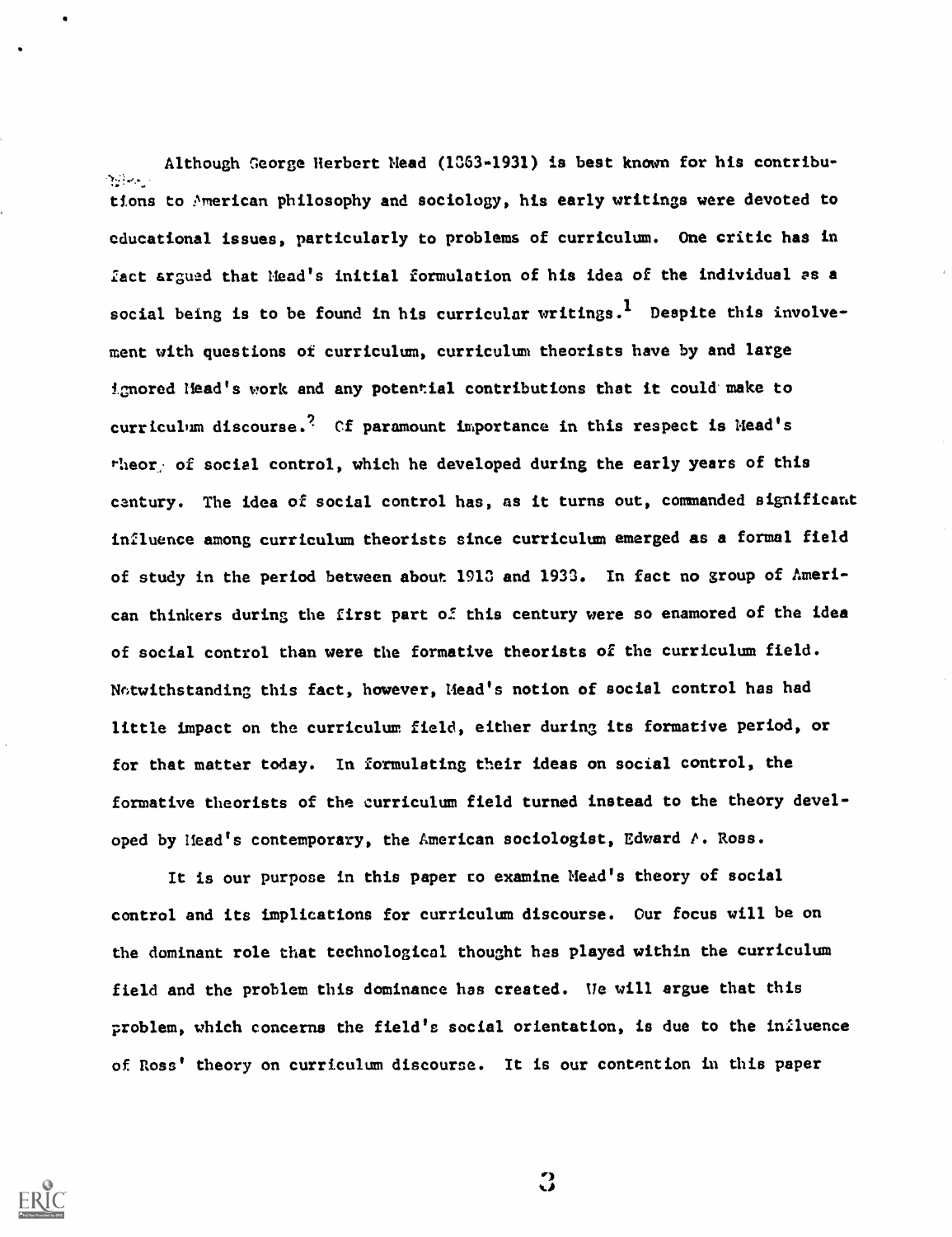Although George Herbert Mead (1863-1931) is best known for his contributions to American philosophy and sociology, his early writings were devoted to educational issues, particularly to problems of curriculum. One critic has in fact argued that Mead's initial formulation of his idea of the individual as a social being is to be found in his curricular writings.[1] Despite this involvement with questions of curriculum, curriculum theorists have by and large ignored Mead's work and any potential contributions that it could make to curriculum discourse.[2] Of paramount importance in this respect is Mead's theory of social control, which he developed during the early years of this century. The idea of social control has, as it turns out, commanded significant influence among curriculum theorists since curriculum emerged as a formal field of study in the period between about 1918 and 1933. In fact no group of American thinkers during the first part of this century were so enamored of the idea of social control than were the formative theorists of the curriculum field. Notwithstanding this fact, however, Mead's notion of social control has had little impact on the curriculum field, either during its formative period, or for that matter today. In formulating their ideas on social control, the formative theorists of the curriculum field turned instead to the theory developed by Mead's contemporary, the American sociologist, Edward A. Ross.

It is our purpose in this paper to examine Mead's theory of social control and its implications for curriculum discourse. Our focus will be on the dominant role that technological thought has played within the curriculum field and the problem this dominance has created. We will argue that this problem, which concerns the field's social orientation, is due to the influence of Ross' theory on curriculum discourse. It is our contention in this paper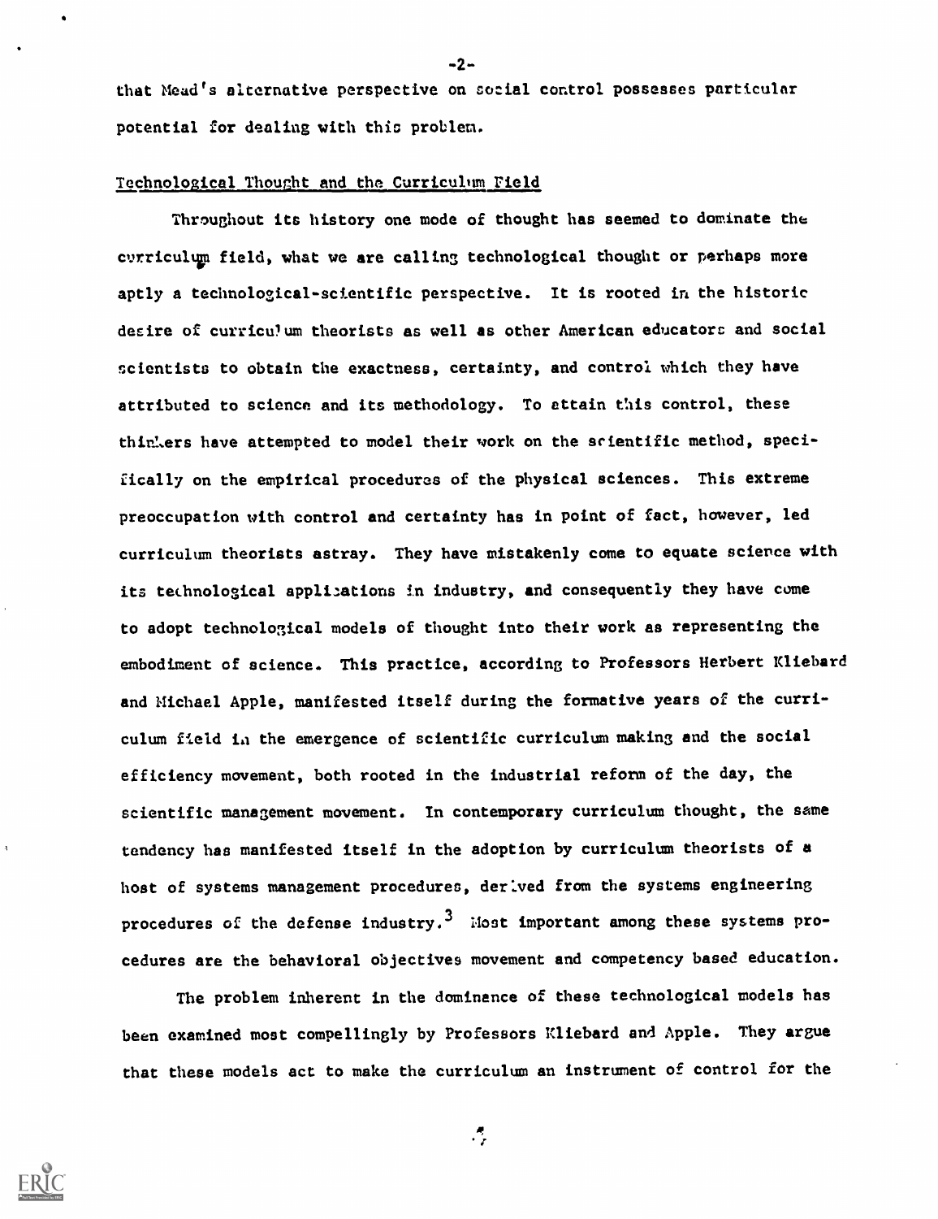that Mead's alternative perspective on social control possesses particular potential for dealing with this problem.

## Technological Thought and the Curriculum Field

Throughout its history one mode of thought has seemed to dominate the curriculum field, what we are calling technological thought or perhaps more aptly a technological-scientific perspective. It is rooted in the historic desire of curriculum theorists as well as other American educators and social scientists to obtain the exactness, certainty, and control which they have attributed to science and its methodology. To attain this control, these thinkers have attempted to model their work on the scientific method, specifically on the empirical procedures of the physical sciences. This extreme preoccupation with control and certainty has in point of fact, however, led curriculum theorists astray. They have mistakenly come to equate science with its technological applications in industry, and consequently they have come to adopt technological models of thought into their work as representing the embodiment of science. This practice, according to Professors Herbert Kliebard and Michael Apple, manifested itself during the formative years of the curriculum field in the emergence of scientific curriculum making and the social efficiency movement, both rooted in the industrial reform of the day, the scientific management movement. In contemporary curriculum thought, the same tendency has manifested itself in the adoption by curriculum theorists of a host of systems management procedures, derived from the systems engineering procedures of the defense industry.[3] Most important among these systems procedures are the behavioral objectives movement and competency based education.

The problem inherent in the dominance of these technological models has been examined most compellingly by Professors Kliebard and Apple. They argue that these models act to make the curriculum an instrument of control for the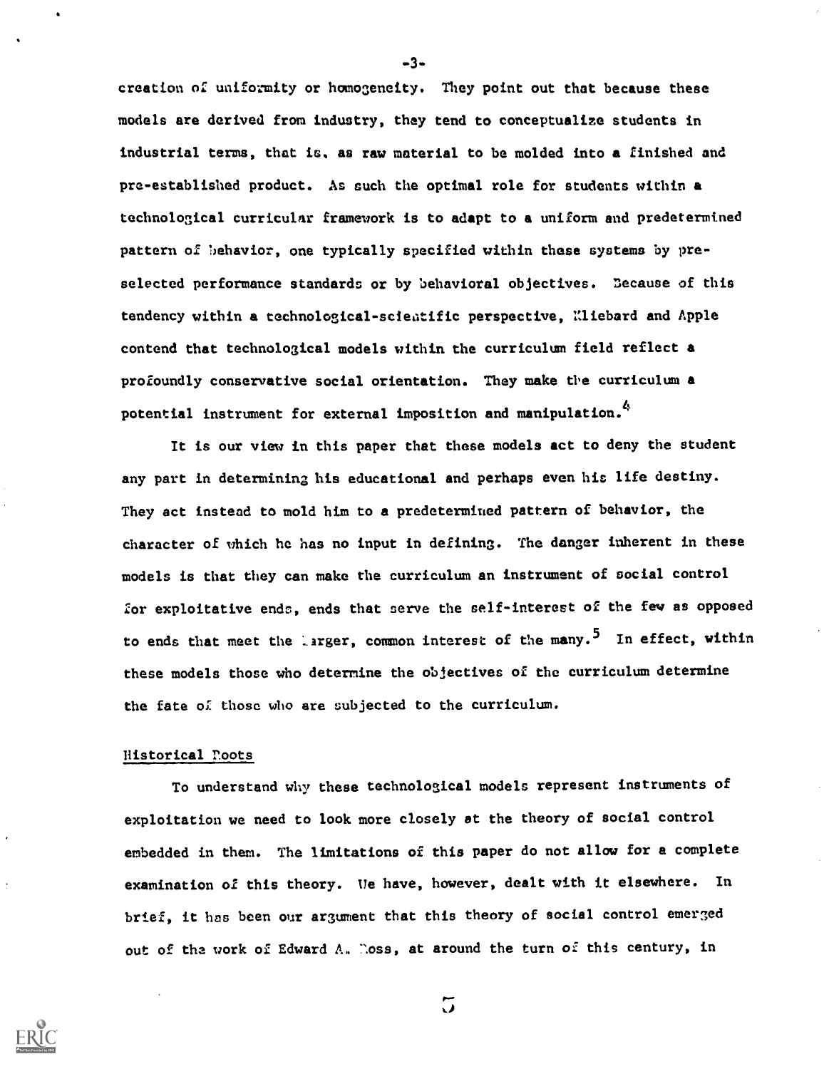creation of uniformity or homogeneity. They point out that because these models are derived from industry, they tend to conceptualize students in industrial terms, that is, as raw material to be molded into a finished and pre-established product. As such the optimal role for students within a technological curricular framework is to adapt to a uniform and predetermined pattern of behavior, one typically specified within these systems by preselected performance standards or by behavioral objectives. Because of this tendency within a technological-scientific perspective, Kliebard and Apple contend that technological models within the curriculum field reflect a profoundly conservative social orientation. They make the curriculum a potential instrument for external imposition and manipulation.[4]

It is our view in this paper that these models act to deny the student any part in determining his educational and perhaps even his life destiny. They act instead to mold him to a predetermined pattern of behavior, the character of which he has no input in defining. The danger inherent in these models is that they can make the curriculum an instrument of social control for exploitative ends, ends that serve the self-interest of the few as opposed to ends that meet the larger, common interest of the many.[5] In effect, within these models those who determine the objectives of the curriculum determine the fate of those who are subjected to the curriculum.

## Historical Roots

To understand why these technological models represent instruments of exploitation we need to look more closely at the theory of social control embedded in them. The limitations of this paper do not allow for a complete examination of this theory. We have, however, dealt with it elsewhere. In brief, it has been our argument that this theory of social control emerged out of the work of Edward A. Ross, at around the turn of this century, in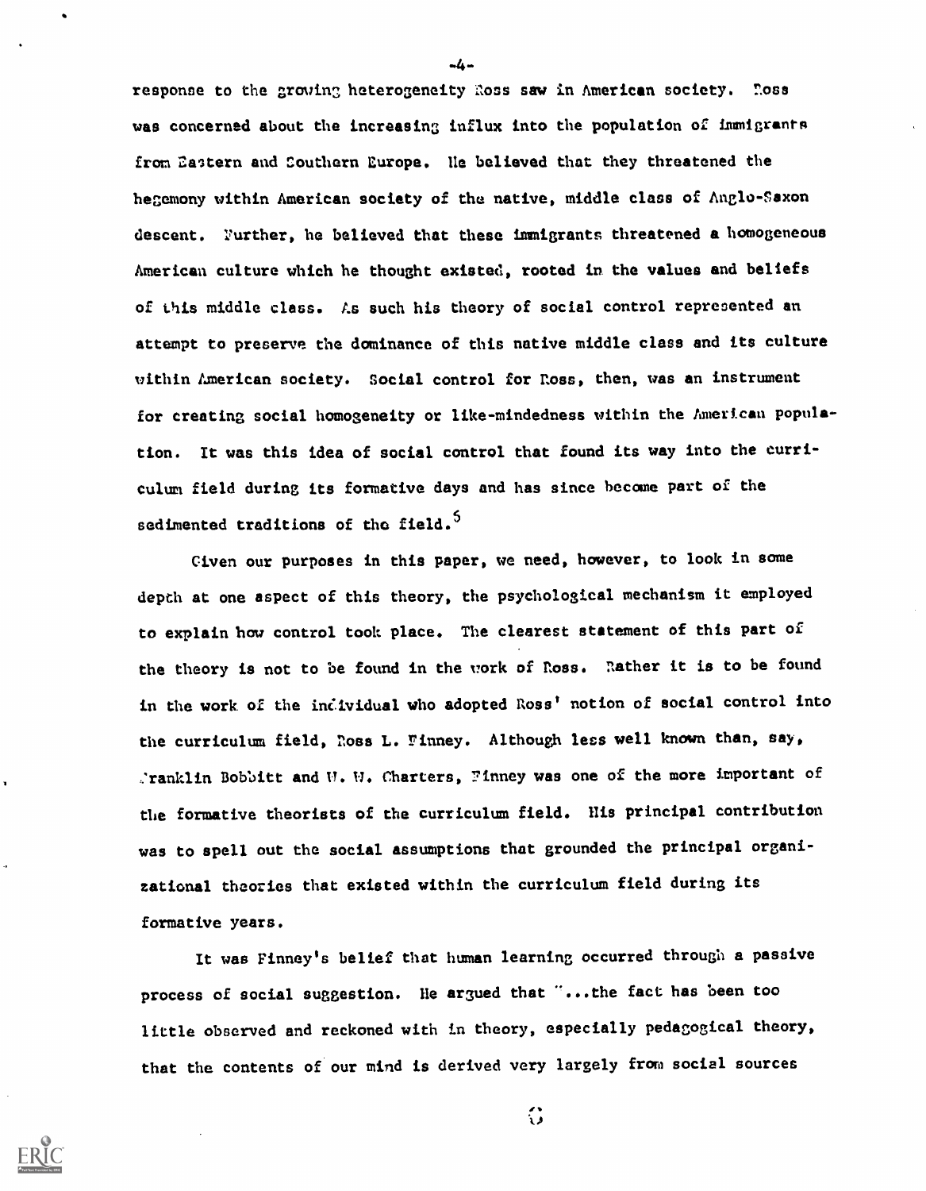response to the growing heterogeneity Ross saw in American society. Ross was concerned about the increasing influx into the population of immigrants from Eastern and Southern Europe. He believed that they threatened the hegemony within American society of the native, middle class of Anglo-Saxon descent. Further, he believed that these immigrants threatened a homogeneous American culture which he thought existed, rooted in the values and beliefs of this middle class. As such his theory of social control represented an attempt to preserve the dominance of this native middle class and its culture within American society. Social control for Ross, then, was an instrument for creating social homogeneity or like-mindedness within the American population. It was this idea of social control that found its way into the curriculum field during its formative days and has since become part of the sedimented traditions of the field.[5]

Given our purposes in this paper, we need, however, to look in some depth at one aspect of this theory, the psychological mechanism it employed to explain how control took place. The clearest statement of this part of the theory is not to be found in the work of Ross. Rather it is to be found in the work of the individual who adopted Ross' notion of social control into the curriculum field, Ross L. Finney. Although less well known than, say, Franklin Bobbitt and W. W. Charters, Finney was one of the more important of the formative theorists of the curriculum field. His principal contribution was to spell out the social assumptions that grounded the principal organizational theories that existed within the curriculum field during its formative years.

It was Finney's belief that human learning occurred through a passive process of social suggestion. He argued that "...the fact has been too little observed and reckoned with in theory, especially pedagogical theory, that the contents of our mind is derived very largely from social sources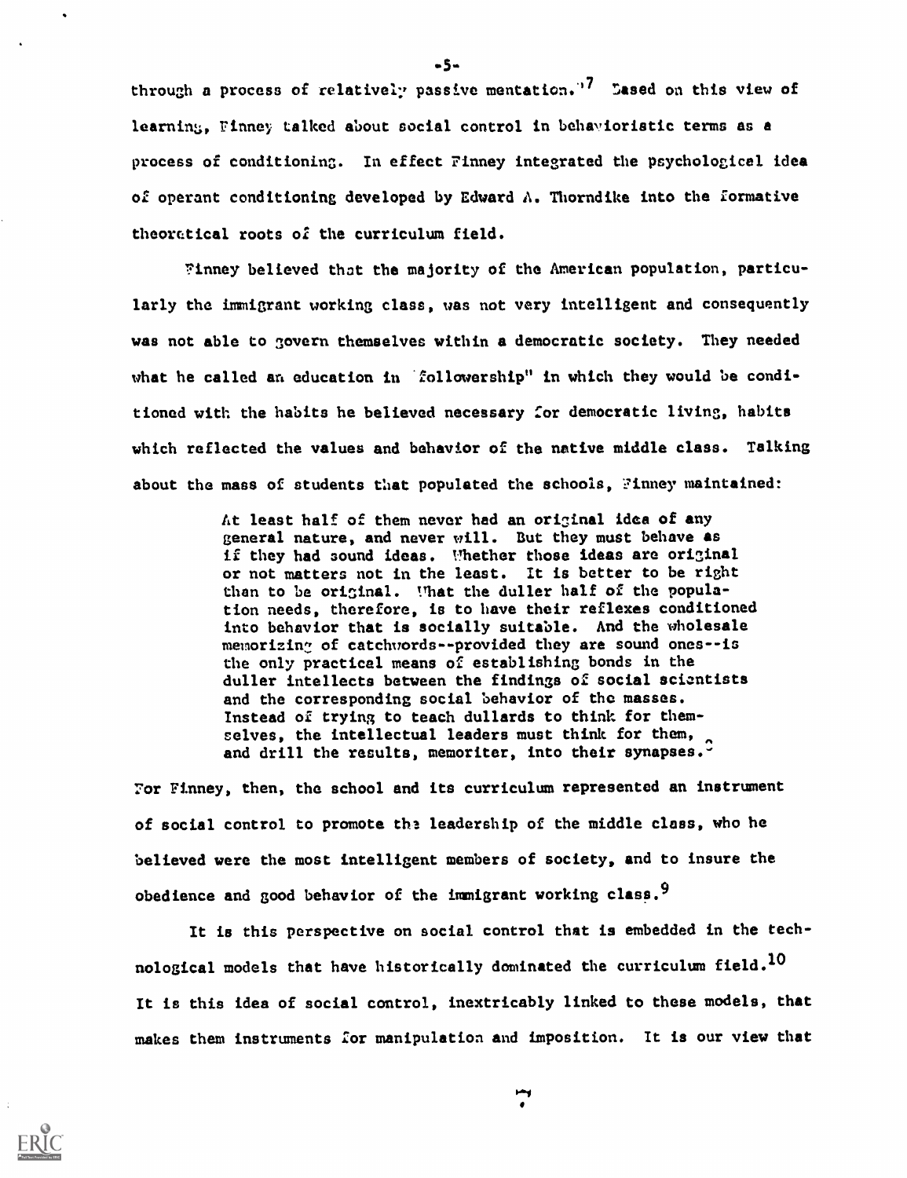through a process of relatively passive mentation."[7] Based on this view of learning, Finney talked about social control in behavioristic terms as a process of conditioning. In effect Finney integrated the psychological idea of operant conditioning developed by Edward A. Thorndike into the formative theoretical roots of the curriculum field.

Finney believed that the majority of the American population, particularly the immigrant working class, was not very intelligent and consequently was not able to govern themselves within a democratic society. They needed what he called an education in "followership" in which they would be conditioned with the habits he believed necessary for democratic living, habits which reflected the values and behavior of the native middle class. Talking about the mass of students that populated the schools, Finney maintained:

> At least half of them never had an original idea of any general nature, and never will. But they must behave as if they had sound ideas. Whether those ideas are original or not matters not in the least. It is better to be right than to be original. What the duller half of the population needs, therefore, is to have their reflexes conditioned into behavior that is socially suitable. And the wholesale memorizing of catchwords--provided they are sound ones--is the only practical means of establishing bonds in the duller intellects between the findings of social scientists and the corresponding social behavior of the masses. Instead of trying to teach dullards to think for themselves, the intellectual leaders must think for them, and drill the results, memoriter, into their synapses.[8]

For Finney, then, the school and its curriculum represented an instrument of social control to promote the leadership of the middle class, who he believed were the most intelligent members of society, and to insure the obedience and good behavior of the immigrant working class.[9]

It is this perspective on social control that is embedded in the technological models that have historically dominated the curriculum field.[10] It is this idea of social control, inextricably linked to these models, that makes them instruments for manipulation and imposition. It is our view that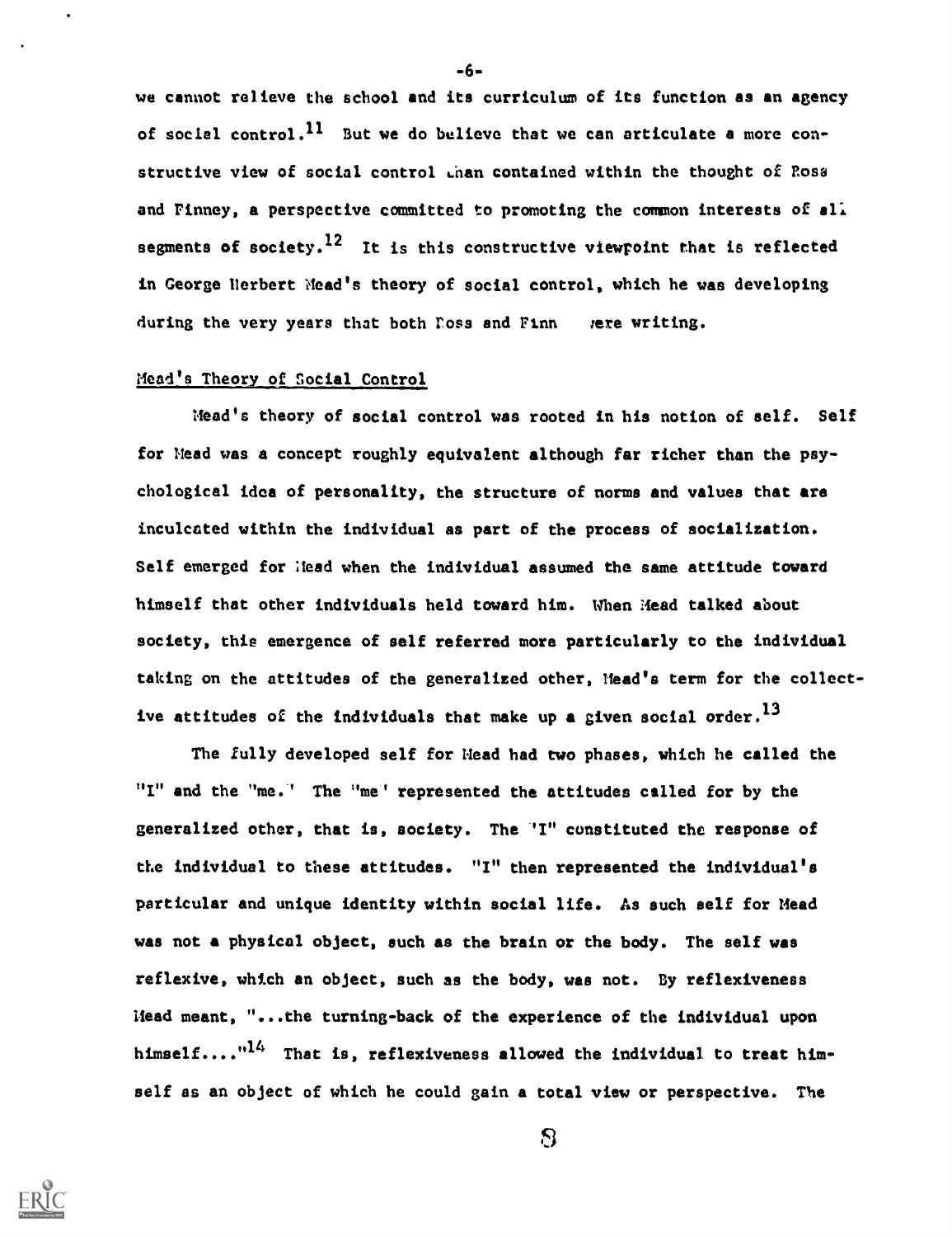we cannot relieve the school and its curriculum of its function as an agency of social control.[11] But we do believe that we can articulate a more constructive view of social control than contained within the thought of Ross and Finney, a perspective committed to promoting the common interests of all segments of society.[12] It is this constructive viewpoint that is reflected in George Herbert Mead's theory of social control, which he was developing during the very years that both Ross and Finn were writing.

## Mead's Theory of Social Control

Mead's theory of social control was rooted in his notion of self. Self for Mead was a concept roughly equivalent although far richer than the psychological idea of personality, the structure of norms and values that are inculcated within the individual as part of the process of socialization. Self emerged for Mead when the individual assumed the same attitude toward himself that other individuals held toward him. When Mead talked about society, this emergence of self referred more particularly to the individual taking on the attitudes of the generalized other, Mead's term for the collective attitudes of the individuals that make up a given social order.[13]

The fully developed self for Mead had two phases, which he called the "I" and the "me." The "me" represented the attitudes called for by the generalized other, that is, society. The "I" constituted the response of the individual to these attitudes. "I" then represented the individual's particular and unique identity within social life. As such self for Mead was not a physical object, such as the brain or the body. The self was reflexive, which an object, such as the body, was not. By reflexiveness Mead meant, "...the turning-back of the experience of the individual upon himself...."[14] That is, reflexiveness allowed the individual to treat himself as an object of which he could gain a total view or perspective. The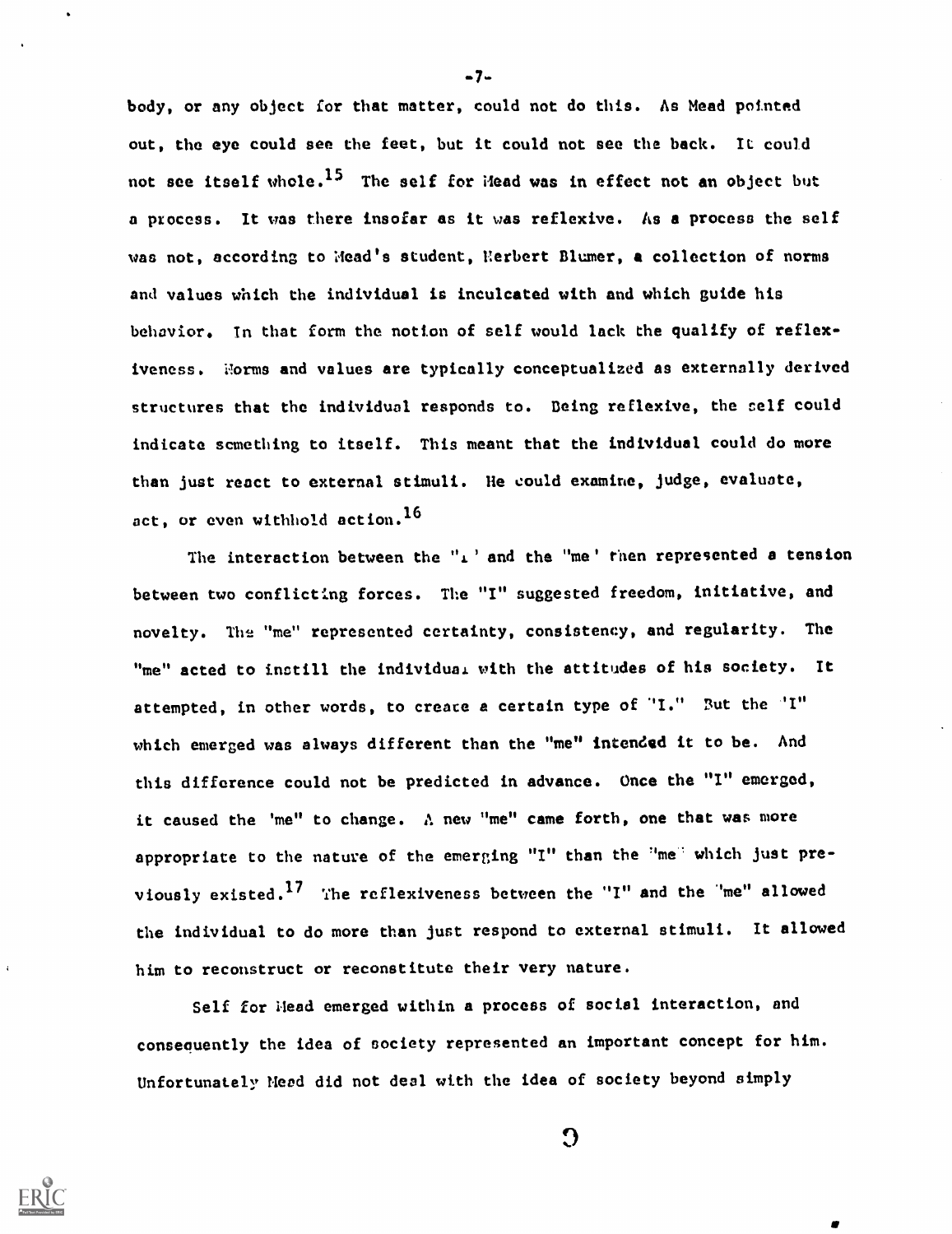body, or any object for that matter, could not do this. As Mead pointed out, the eye could see the feet, but it could not see the back. It could not see itself whole.[15] The self for Mead was in effect not an object but a process. It was there insofar as it was reflexive. As a process the self was not, according to Mead's student, Herbert Blumer, a collection of norms and values which the individual is inculcated with and which guide his behavior. In that form the notion of self would lack the qualify of reflexiveness. Norms and values are typically conceptualized as externally derived structures that the individual responds to. Being reflexive, the self could indicate something to itself. This meant that the individual could do more than just react to external stimuli. He could examine, judge, evaluate, act, or even withhold action.[16]

The interaction between the "I" and the "me" then represented a tension between two conflicting forces. The "I" suggested freedom, initiative, and novelty. The "me" represented certainty, consistency, and regularity. The "me" acted to instill the individual with the attitudes of his society. It attempted, in other words, to create a certain type of "I." But the "I" which emerged was always different than the "me" intended it to be. And this difference could not be predicted in advance. Once the "I" emerged, it caused the "me" to change. A new "me" came forth, one that was more appropriate to the nature of the emerging "I" than the "me" which just previously existed.[17] The reflexiveness between the "I" and the "me" allowed the individual to do more than just respond to external stimuli. It allowed him to reconstruct or reconstitute their very nature.

Self for Mead emerged within a process of social interaction, and consequently the idea of society represented an important concept for him. Unfortunately Mead did not deal with the idea of society beyond simply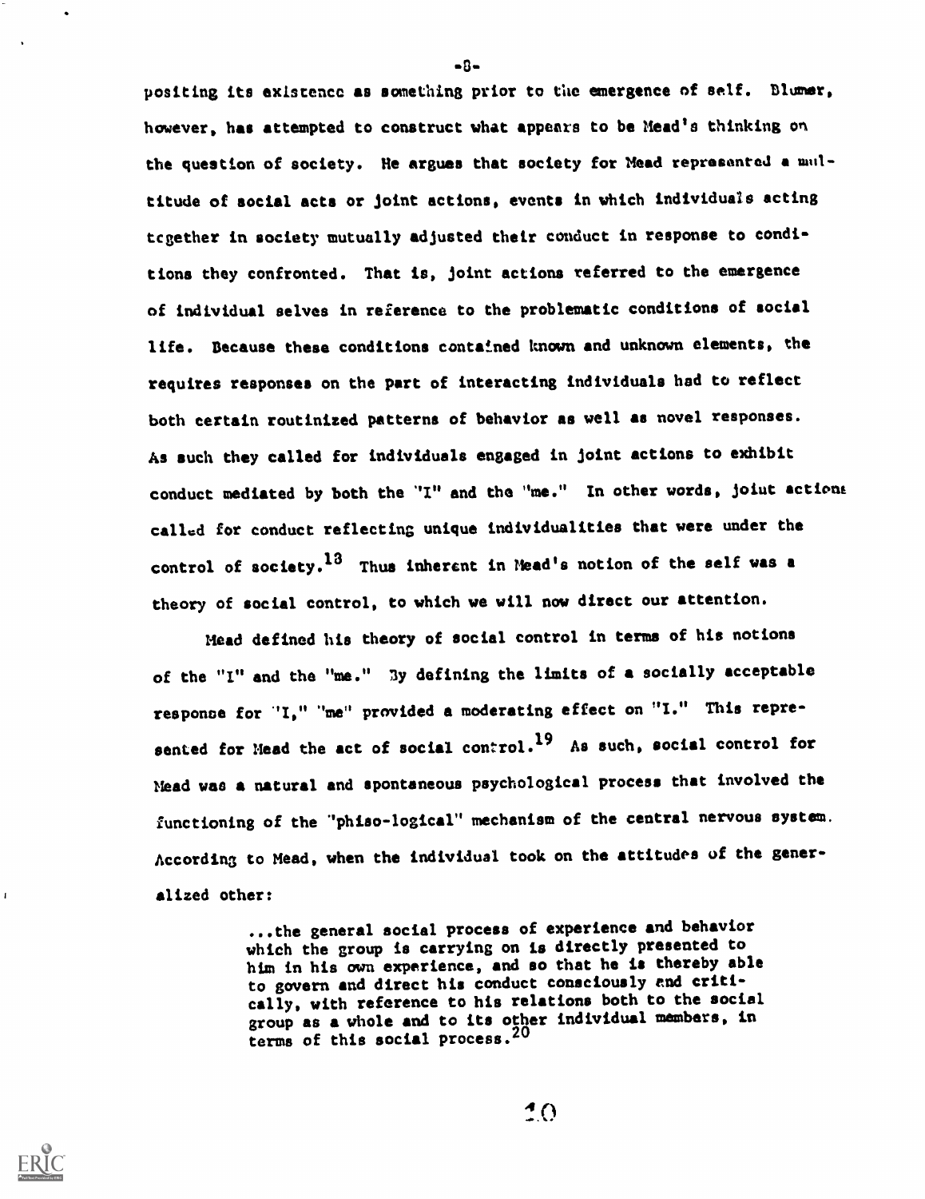positing its existence as something prior to the emergence of self. Blumer, however, has attempted to construct what appears to be Mead's thinking on the question of society. He argues that society for Mead represented a multitude of social acts or joint actions, events in which individuals acting together in society mutually adjusted their conduct in response to conditions they confronted. That is, joint actions referred to the emergence of individual selves in reference to the problematic conditions of social life. Because these conditions contained known and unknown elements, the requires responses on the part of interacting individuals had to reflect both certain routinized patterns of behavior as well as novel responses. As such they called for individuals engaged in joint actions to exhibit conduct mediated by both the "I" and the "me." In other words, joint actions called for conduct reflecting unique individualities that were under the control of society.[18] Thus inherent in Mead's notion of the self was a theory of social control, to which we will now direct our attention.

Mead defined his theory of social control in terms of his notions of the "I" and the "me." By defining the limits of a socially acceptable response for "I," "me" provided a moderating effect on "I." This represented for Mead the act of social control.[19] As such, social control for Mead was a natural and spontaneous psychological process that involved the functioning of the "phiso-logical" mechanism of the central nervous system. According to Mead, when the individual took on the attitudes of the generalized other:

> ...the general social process of experience and behavior which the group is carrying on is directly presented to him in his own experience, and so that he is thereby able to govern and direct his conduct consciously and critically, with reference to his relations both to the social group as a whole and to its other individual members, in terms of this social process.[20]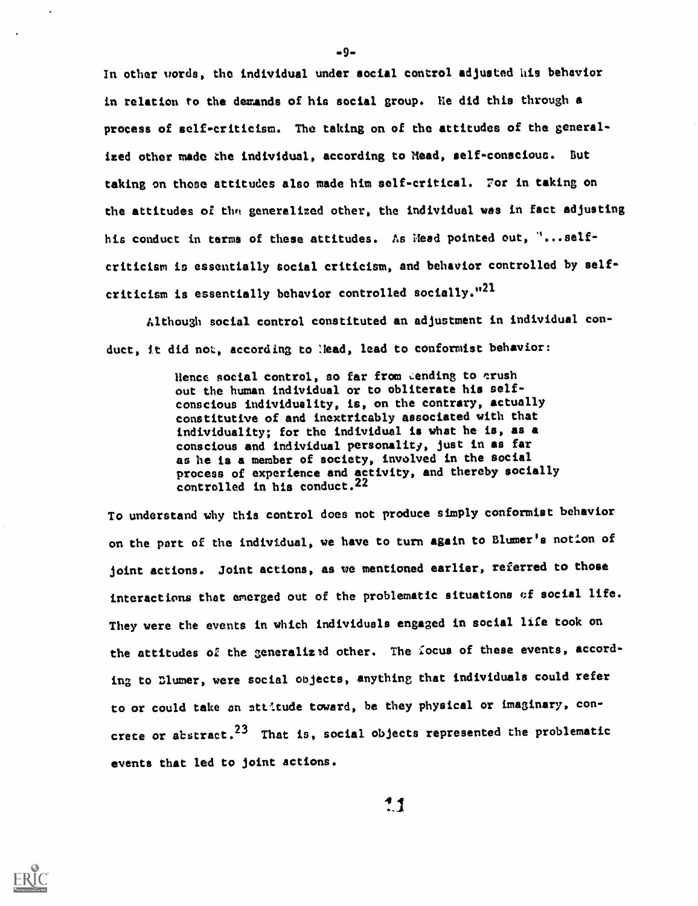In other words, the individual under social control adjusted his behavior in relation to the demands of his social group. He did this through a process of self-criticism. The taking on of the attitudes of the generalized other made the individual, according to Mead, self-conscious. But taking on those attitudes also made him self-critical. For in taking on the attitudes of the generalized other, the individual was in fact adjusting his conduct in terms of these attitudes. As Mead pointed out, "...self-criticism is essentially social criticism, and behavior controlled by self-criticism is essentially behavior controlled socially."[21]

Although social control constituted an adjustment in individual conduct, it did not, according to Mead, lead to conformist behavior:

> Hence social control, so far from tending to crush out the human individual or to obliterate his self-conscious individuality, is, on the contrary, actually constitutive of and inextricably associated with that individuality; for the individual is what he is, as a conscious and individual personality, just in as far as he is a member of society, involved in the social process of experience and activity, and thereby socially controlled in his conduct.[22]

To understand why this control does not produce simply conformist behavior on the part of the individual, we have to turn again to Blumer's notion of joint actions. Joint actions, as we mentioned earlier, referred to those interactions that emerged out of the problematic situations of social life. They were the events in which individuals engaged in social life took on the attitudes of the generalized other. The focus of these events, according to Blumer, were social objects, anything that individuals could refer to or could take an attitude toward, be they physical or imaginary, concrete or abstract.[23] That is, social objects represented the problematic events that led to joint actions.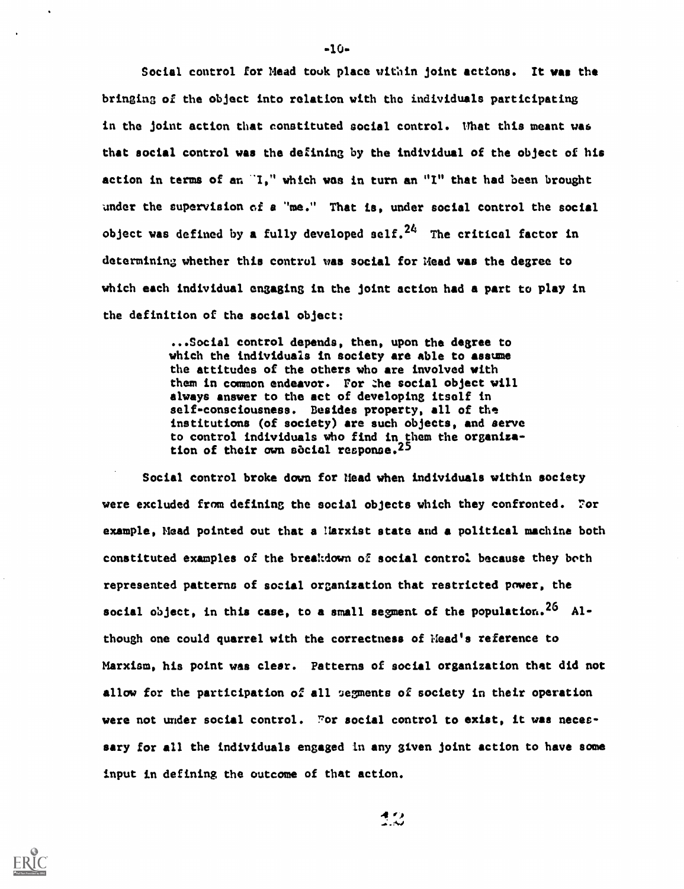Social control for Mead took place within joint actions. It was the bringing of the object into relation with the individuals participating in the joint action that constituted social control. What this meant was that social control was the defining by the individual of the object of his action in terms of an "I," which was in turn an "I" that had been brought under the supervision of a "me." That is, under social control the social object was defined by a fully developed self.[24] The critical factor in determining whether this control was social for Mead was the degree to which each individual engaging in the joint action had a part to play in the definition of the social object:

> ...Social control depends, then, upon the degree to which the individuals in society are able to assume the attitudes of the others who are involved with them in common endeavor. For the social object will always answer to the act of developing itself in self-consciousness. Besides property, all of the institutions (of society) are such objects, and serve to control individuals who find in them the organization of their own social response.[25]

Social control broke down for Mead when individuals within society were excluded from defining the social objects which they confronted. For example, Mead pointed out that a Marxist state and a political machine both constituted examples of the breakdown of social control because they both represented patterns of social organization that restricted power, the social object, in this case, to a small segment of the population.[26] Although one could quarrel with the correctness of Mead's reference to Marxism, his point was clear. Patterns of social organization that did not allow for the participation of all segments of society in their operation were not under social control. For social control to exist, it was necessary for all the individuals engaged in any given joint action to have some input in defining the outcome of that action.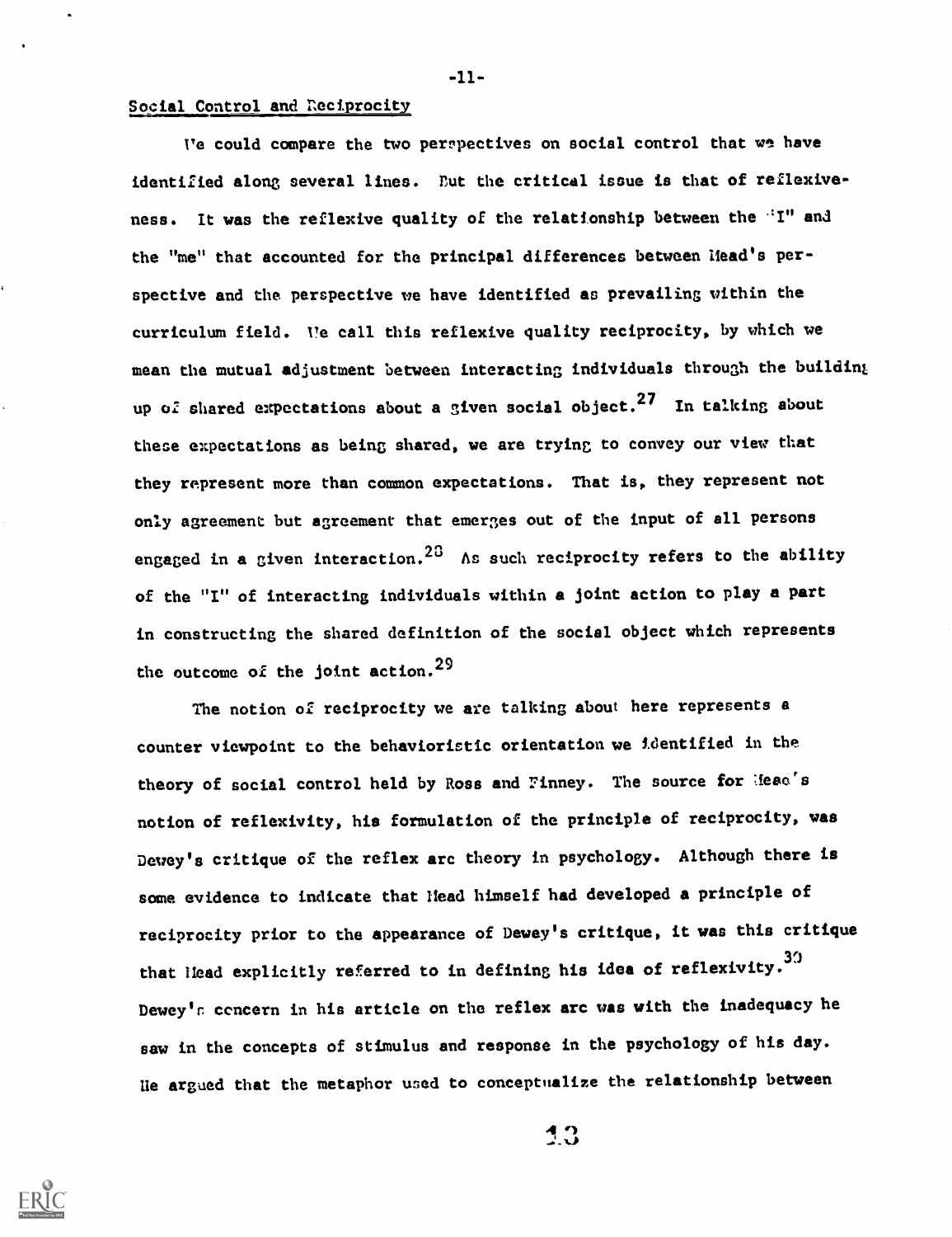## Social Control and Reciprocity

We could compare the two perspectives on social control that we have identified along several lines. But the critical issue is that of reflexiveness. It was the reflexive quality of the relationship between the "I" and the "me" that accounted for the principal differences between Mead's perspective and the perspective we have identified as prevailing within the curriculum field. We call this reflexive quality reciprocity, by which we mean the mutual adjustment between interacting individuals through the building up of shared expectations about a given social object.[27] In talking about these expectations as being shared, we are trying to convey our view that they represent more than common expectations. That is, they represent not only agreement but agreement that emerges out of the input of all persons engaged in a given interaction.[28] As such reciprocity refers to the ability of the "I" of interacting individuals within a joint action to play a part in constructing the shared definition of the social object which represents the outcome of the joint action.[29]

The notion of reciprocity we are talking about here represents a counter viewpoint to the behavioristic orientation we identified in the theory of social control held by Ross and Finney. The source for Mead's notion of reflexivity, his formulation of the principle of reciprocity, was Dewey's critique of the reflex arc theory in psychology. Although there is some evidence to indicate that Mead himself had developed a principle of reciprocity prior to the appearance of Dewey's critique, it was this critique that Mead explicitly referred to in defining his idea of reflexivity.[30] Dewey's concern in his article on the reflex arc was with the inadequacy he saw in the concepts of stimulus and response in the psychology of his day. He argued that the metaphor used to conceptualize the relationship between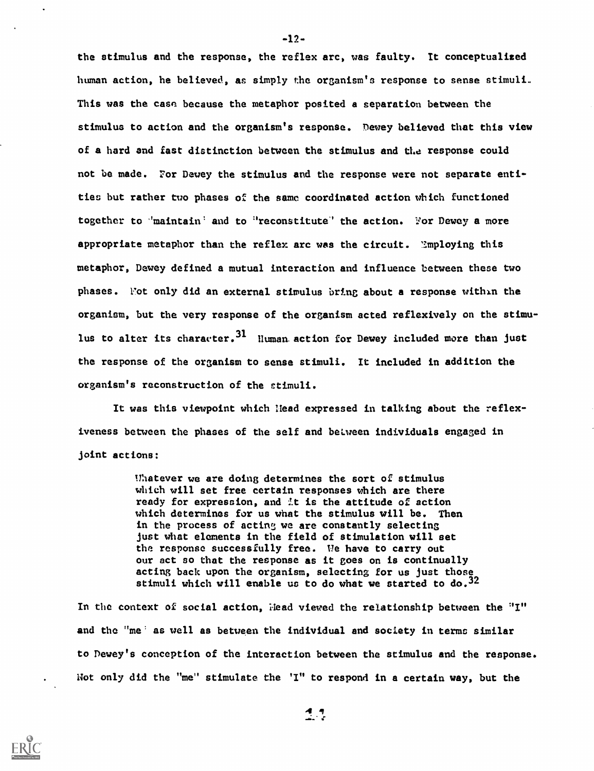the stimulus and the response, the reflex arc, was faulty. It conceptualized human action, he believed, as simply the organism's response to sense stimuli. This was the case because the metaphor posited a separation between the stimulus to action and the organism's response. Dewey believed that this view of a hard and fast distinction between the stimulus and the response could not be made. For Dewey the stimulus and the response were not separate entities but rather two phases of the same coordinated action which functioned together to "maintain" and to "reconstitute" the action. For Dewey a more appropriate metaphor than the reflex arc was the circuit. Employing this metaphor, Dewey defined a mutual interaction and influence between these two phases. Not only did an external stimulus bring about a response within the organism, but the very response of the organism acted reflexively on the stimulus to alter its character.[31] Human action for Dewey included more than just the response of the organism to sense stimuli. It included in addition the organism's reconstruction of the stimuli.

It was this viewpoint which Mead expressed in talking about the reflexiveness between the phases of the self and between individuals engaged in joint actions:

> Whatever we are doing determines the sort of stimulus which will set free certain responses which are there ready for expression, and it is the attitude of action which determines for us what the stimulus will be. Then in the process of acting we are constantly selecting just what elements in the field of stimulation will set the response successfully free. We have to carry out our act so that the response as it goes on is continually acting back upon the organism, selecting for us just those stimuli which will enable us to do what we started to do.[32]

In the context of social action, Mead viewed the relationship between the "I" and the "me" as well as between the individual and society in terms similar to Dewey's conception of the interaction between the stimulus and the response. Not only did the "me" stimulate the "I" to respond in a certain way, but the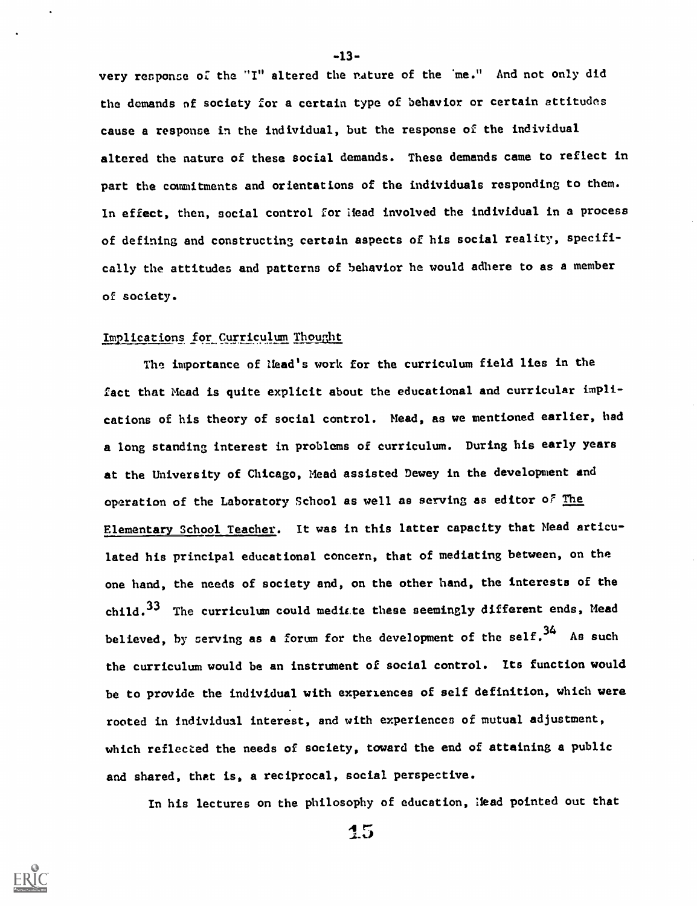very response of the "I" altered the nature of the "me." And not only did the demands of society for a certain type of behavior or certain attitudes cause a response in the individual, but the response of the individual altered the nature of these social demands. These demands came to reflect in part the commitments and orientations of the individuals responding to them. In effect, then, social control for Mead involved the individual in a process of defining and constructing certain aspects of his social reality, specifically the attitudes and patterns of behavior he would adhere to as a member of society.

## Implications for Curriculum Thought

The importance of Mead's work for the curriculum field lies in the fact that Mead is quite explicit about the educational and curricular implications of his theory of social control. Mead, as we mentioned earlier, had a long standing interest in problems of curriculum. During his early years at the University of Chicago, Mead assisted Dewey in the development and operation of the Laboratory School as well as serving as editor of The Elementary School Teacher. It was in this latter capacity that Mead articulated his principal educational concern, that of mediating between, on the one hand, the needs of society and, on the other hand, the interests of the child.[33] The curriculum could mediate these seemingly different ends, Mead believed, by serving as a forum for the development of the self.[34] As such the curriculum would be an instrument of social control. Its function would be to provide the individual with experiences of self definition, which were rooted in individual interest, and with experiences of mutual adjustment, which reflected the needs of society, toward the end of attaining a public and shared, that is, a reciprocal, social perspective.

In his lectures on the philosophy of education, Mead pointed out that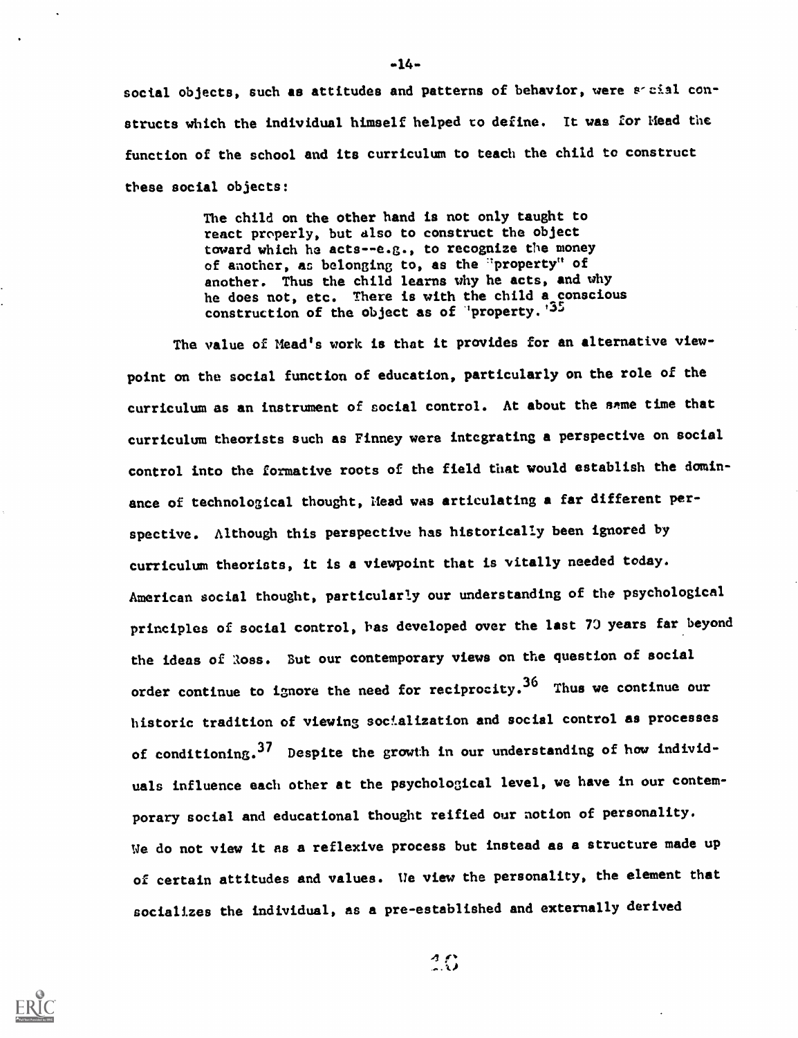social objects, such as attitudes and patterns of behavior, were social constructs which the individual himself helped to define. It was for Mead the function of the school and its curriculum to teach the child to construct these social objects:

> The child on the other hand is not only taught to react properly, but also to construct the object toward which he acts--e.g., to recognize the money of another, as belonging to, as the "property" of another. Thus the child learns why he acts, and why he does not, etc. There is with the child a conscious construction of the object as of "property."[35]

The value of Mead's work is that it provides for an alternative viewpoint on the social function of education, particularly on the role of the curriculum as an instrument of social control. At about the same time that curriculum theorists such as Finney were integrating a perspective on social control into the formative roots of the field that would establish the dominance of technological thought, Mead was articulating a far different perspective. Although this perspective has historically been ignored by curriculum theorists, it is a viewpoint that is vitally needed today. American social thought, particularly our understanding of the psychological principles of social control, has developed over the last 70 years far beyond the ideas of Ross. But our contemporary views on the question of social order continue to ignore the need for reciprocity.[36] Thus we continue our historic tradition of viewing socialization and social control as processes of conditioning.[37] Despite the growth in our understanding of how individuals influence each other at the psychological level, we have in our contemporary social and educational thought reified our notion of personality. We do not view it as a reflexive process but instead as a structure made up of certain attitudes and values. We view the personality, the element that socializes the individual, as a pre-established and externally derived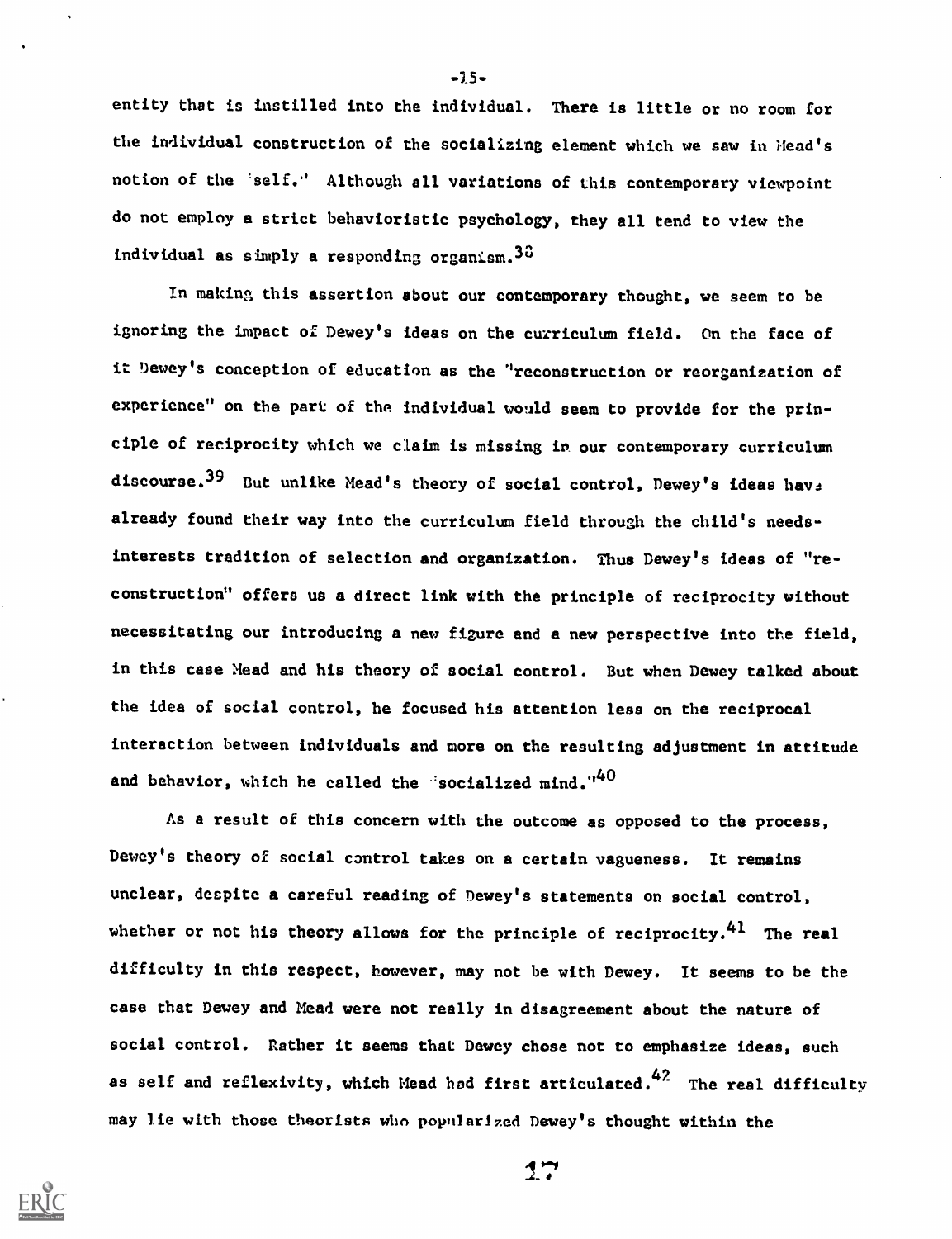entity that is instilled into the individual. There is little or no room for the individual construction of the socializing element which we saw in Mead's notion of the "self." Although all variations of this contemporary viewpoint do not employ a strict behavioristic psychology, they all tend to view the individual as simply a responding organism.[38]

In making this assertion about our contemporary thought, we seem to be ignoring the impact of Dewey's ideas on the curriculum field. On the face of it Dewey's conception of education as the "reconstruction or reorganization of experience" on the part of the individual would seem to provide for the principle of reciprocity which we claim is missing in our contemporary curriculum discourse.[39] But unlike Mead's theory of social control, Dewey's ideas have already found their way into the curriculum field through the child's needs-interests tradition of selection and organization. Thus Dewey's ideas of "reconstruction" offers us a direct link with the principle of reciprocity without necessitating our introducing a new figure and a new perspective into the field, in this case Mead and his theory of social control. But when Dewey talked about the idea of social control, he focused his attention less on the reciprocal interaction between individuals and more on the resulting adjustment in attitude and behavior, which he called the "socialized mind."[40]

As a result of this concern with the outcome as opposed to the process, Dewey's theory of social control takes on a certain vagueness. It remains unclear, despite a careful reading of Dewey's statements on social control, whether or not his theory allows for the principle of reciprocity.[41] The real difficulty in this respect, however, may not be with Dewey. It seems to be the case that Dewey and Mead were not really in disagreement about the nature of social control. Rather it seems that Dewey chose not to emphasize ideas, such as self and reflexivity, which Mead had first articulated.[42] The real difficulty may lie with those theorists who popularized Dewey's thought within the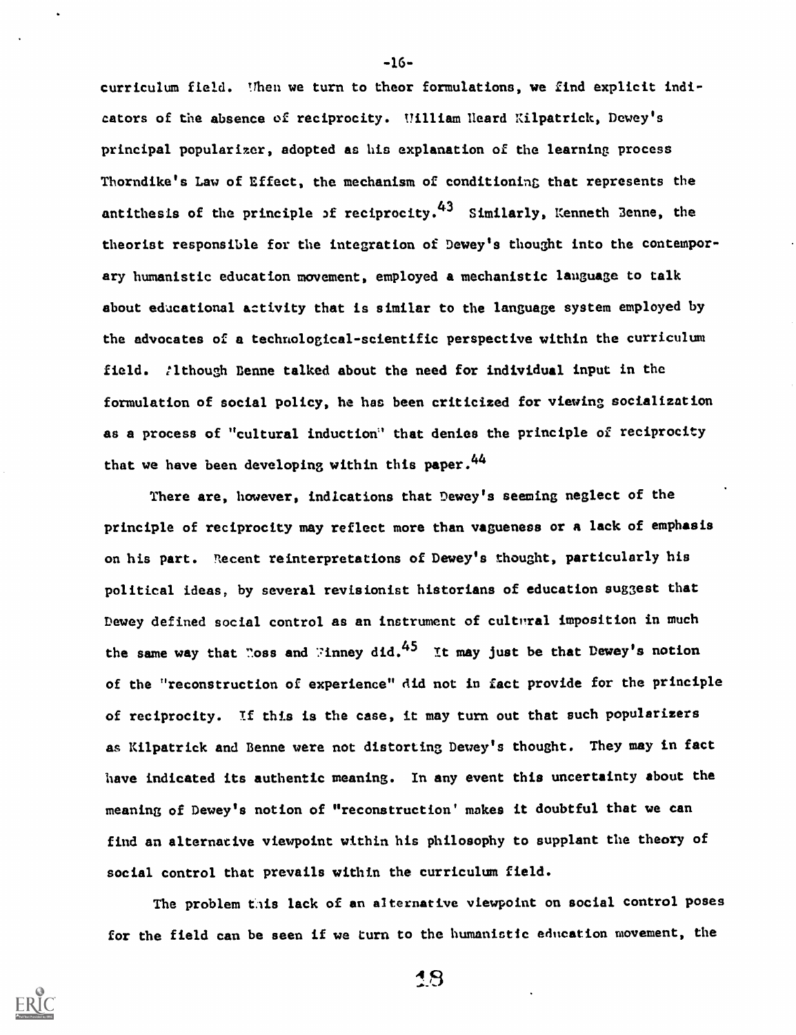curriculum field. When we turn to theor formulations, we find explicit indicators of the absence of reciprocity. William Heard Kilpatrick, Dewey's principal popularizer, adopted as his explanation of the learning process Thorndike's Law of Effect, the mechanism of conditioning that represents the antithesis of the principle of reciprocity.[43] Similarly, Kenneth Benne, the theorist responsible for the integration of Dewey's thought into the contemporary humanistic education movement, employed a mechanistic language to talk about educational activity that is similar to the language system employed by the advocates of a technological-scientific perspective within the curriculum field. Although Benne talked about the need for individual input in the formulation of social policy, he has been criticized for viewing socialization as a process of "cultural induction" that denies the principle of reciprocity that we have been developing within this paper.[44]

There are, however, indications that Dewey's seeming neglect of the principle of reciprocity may reflect more than vagueness or a lack of emphasis on his part. Recent reinterpretations of Dewey's thought, particularly his political ideas, by several revisionist historians of education suggest that Dewey defined social control as an instrument of cultural imposition in much the same way that Ross and Finney did.[45] It may just be that Dewey's notion of the "reconstruction of experience" did not in fact provide for the principle of reciprocity. If this is the case, it may turn out that such popularizers as Kilpatrick and Benne were not distorting Dewey's thought. They may in fact have indicated its authentic meaning. In any event this uncertainty about the meaning of Dewey's notion of "reconstruction' makes it doubtful that we can find an alternative viewpoint within his philosophy to supplant the theory of social control that prevails within the curriculum field.

The problem this lack of an alternative viewpoint on social control poses for the field can be seen if we turn to the humanistic education movement, the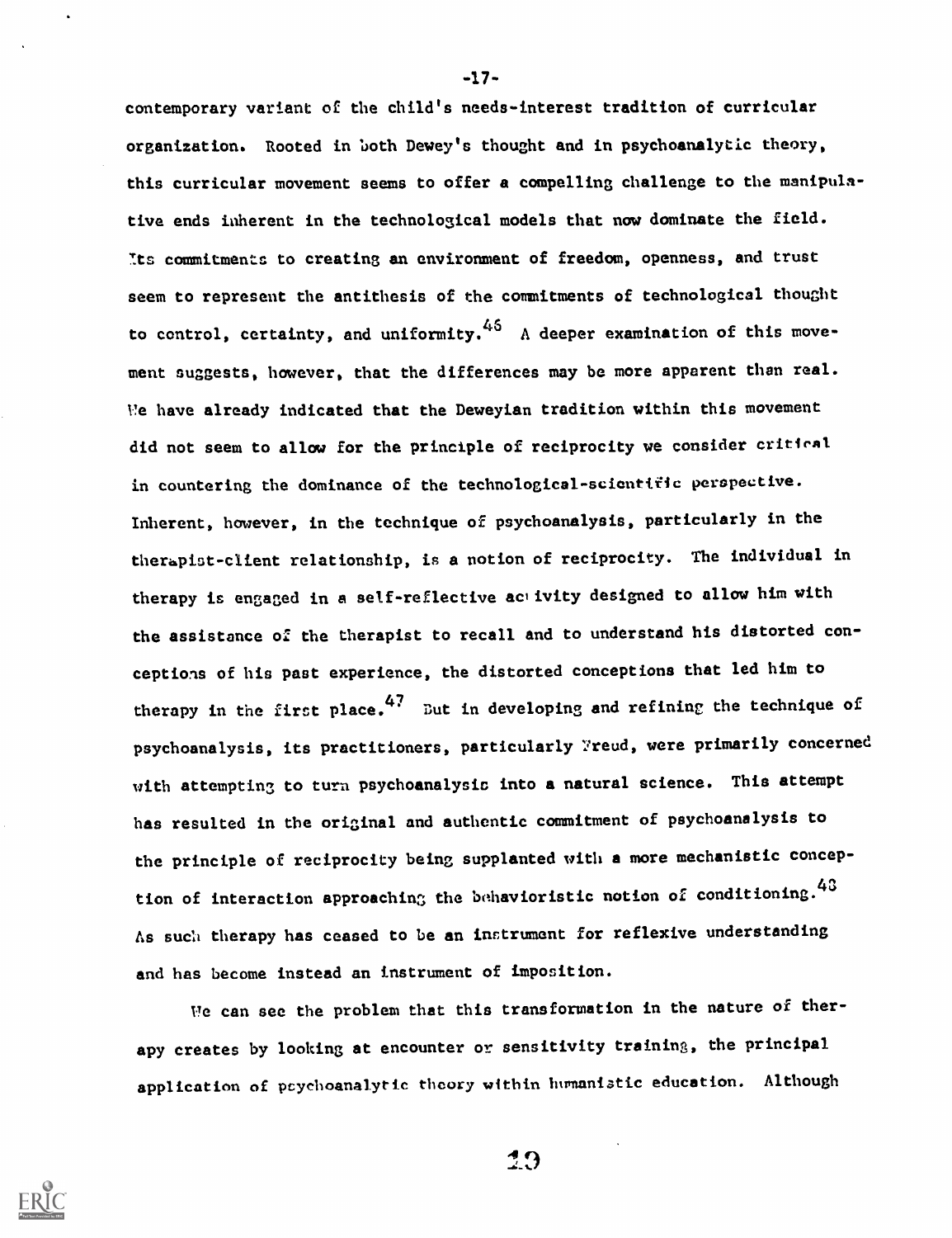contemporary variant of the child's needs-interest tradition of curricular organization. Rooted in both Dewey's thought and in psychoanalytic theory, this curricular movement seems to offer a compelling challenge to the manipulative ends inherent in the technological models that now dominate the field. Its commitments to creating an environment of freedom, openness, and trust seem to represent the antithesis of the commitments of technological thought to control, certainty, and uniformity.[46] A deeper examination of this movement suggests, however, that the differences may be more apparent than real. We have already indicated that the Deweyian tradition within this movement did not seem to allow for the principle of reciprocity we consider critical in countering the dominance of the technological-scientific perspective. Inherent, however, in the technique of psychoanalysis, particularly in the therapist-client relationship, is a notion of reciprocity. The individual in therapy is engaged in a self-reflective activity designed to allow him with the assistance of the therapist to recall and to understand his distorted conceptions of his past experience, the distorted conceptions that led him to therapy in the first place.[47] But in developing and refining the technique of psychoanalysis, its practitioners, particularly Freud, were primarily concerned with attempting to turn psychoanalysis into a natural science. This attempt has resulted in the original and authentic commitment of psychoanalysis to the principle of reciprocity being supplanted with a more mechanistic conception of interaction approaching the behavioristic notion of conditioning.[48] As such therapy has ceased to be an instrument for reflexive understanding and has become instead an instrument of imposition.

We can see the problem that this transformation in the nature of therapy creates by looking at encounter or sensitivity training, the principal application of psychoanalytic theory within humanistic education. Although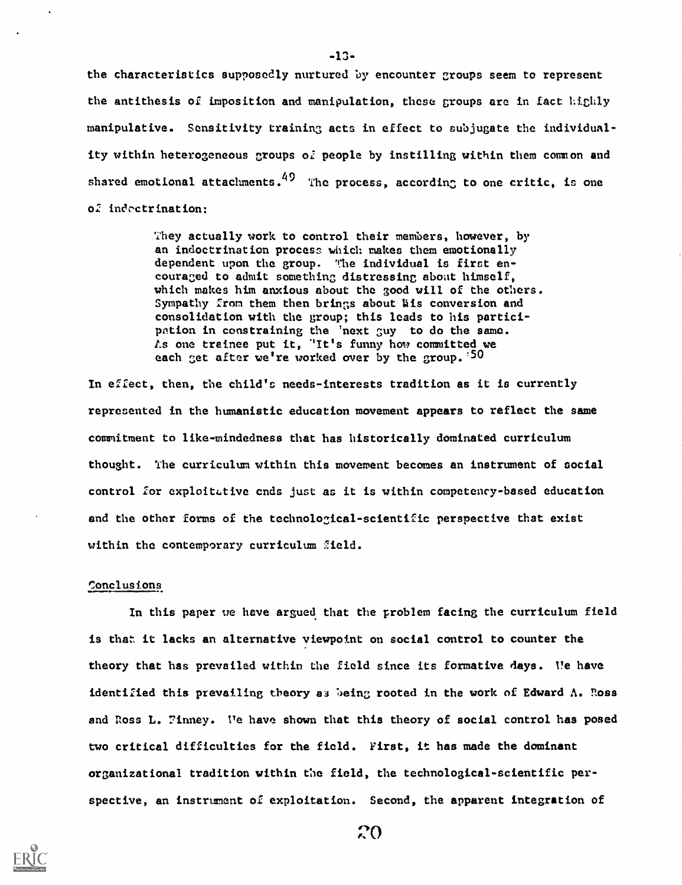the characteristics supposedly nurtured by encounter groups seem to represent the antithesis of imposition and manipulation, these groups are in fact highly manipulative. Sensitivity training acts in effect to subjugate the individuality within heterogeneous groups of people by instilling within them common and shared emotional attachments.[49] The process, according to one critic, is one of indoctrination:

> They actually work to control their members, however, by an indoctrination process which makes them emotionally dependent upon the group. The individual is first encouraged to admit something distressing about himself, which makes him anxious about the good will of the others. Sympathy from them then brings about his conversion and consolidation with the group; this leads to his participation in constraining the 'next guy' to do the same. As one trainee put it, "It's funny how committed we each get after we're worked over by the group."[50]

In effect, then, the child's needs-interests tradition as it is currently represented in the humanistic education movement appears to reflect the same commitment to like-mindedness that has historically dominated curriculum thought. The curriculum within this movement becomes an instrument of social control for exploitative ends just as it is within competency-based education and the other forms of the technological-scientific perspective that exist within the contemporary curriculum field.

## Conclusions

In this paper we have argued that the problem facing the curriculum field is that it lacks an alternative viewpoint on social control to counter the theory that has prevailed within the field since its formative days. We have identified this prevailing theory as being rooted in the work of Edward A. Ross and Ross L. Finney. We have shown that this theory of social control has posed two critical difficulties for the field. First, it has made the dominant organizational tradition within the field, the technological-scientific perspective, an instrument of exploitation. Second, the apparent integration of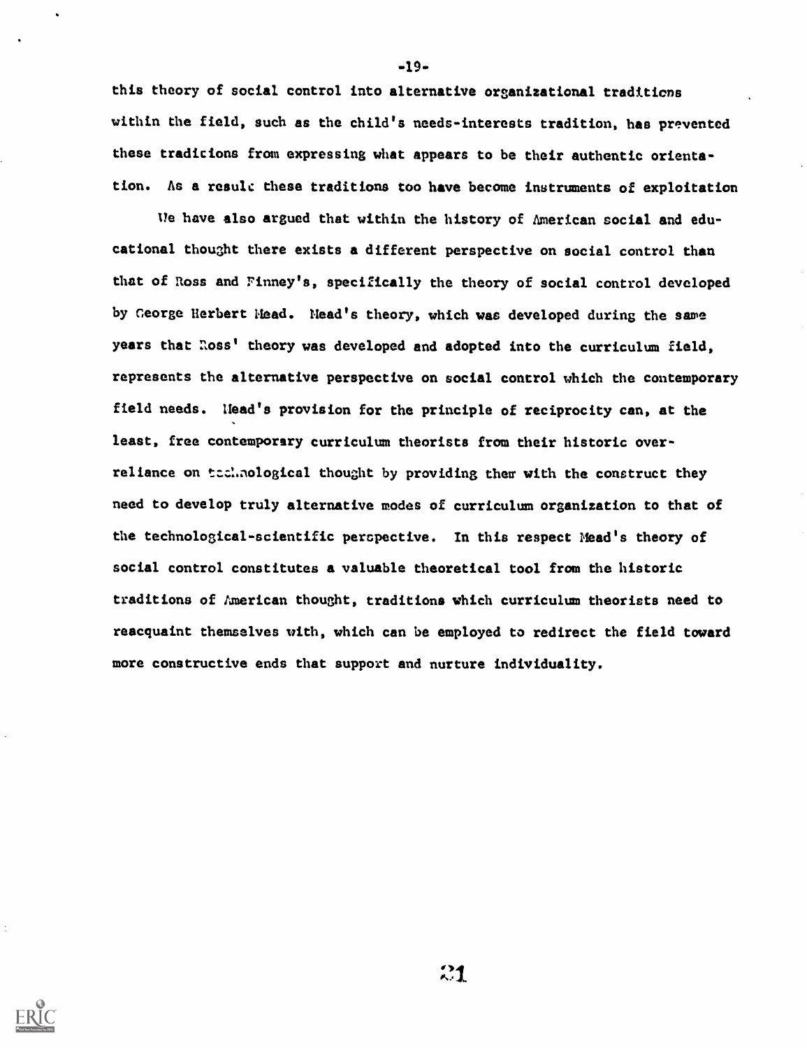this theory of social control into alternative organizational traditions within the field, such as the child's needs-interests tradition, has prevented these traditions from expressing what appears to be their authentic orientation. As a result these traditions too have become instruments of exploitation

We have also argued that within the history of American social and educational thought there exists a different perspective on social control than that of Ross and Finney's, specifically the theory of social control developed by George Herbert Mead. Mead's theory, which was developed during the same years that Ross' theory was developed and adopted into the curriculum field, represents the alternative perspective on social control which the contemporary field needs. Mead's provision for the principle of reciprocity can, at the least, free contemporary curriculum theorists from their historic over-reliance on technological thought by providing them with the construct they need to develop truly alternative modes of curriculum organization to that of the technological-scientific perspective. In this respect Mead's theory of social control constitutes a valuable theoretical tool from the historic traditions of American thought, traditions which curriculum theorists need to reacquaint themselves with, which can be employed to redirect the field toward more constructive ends that support and nurture individuality.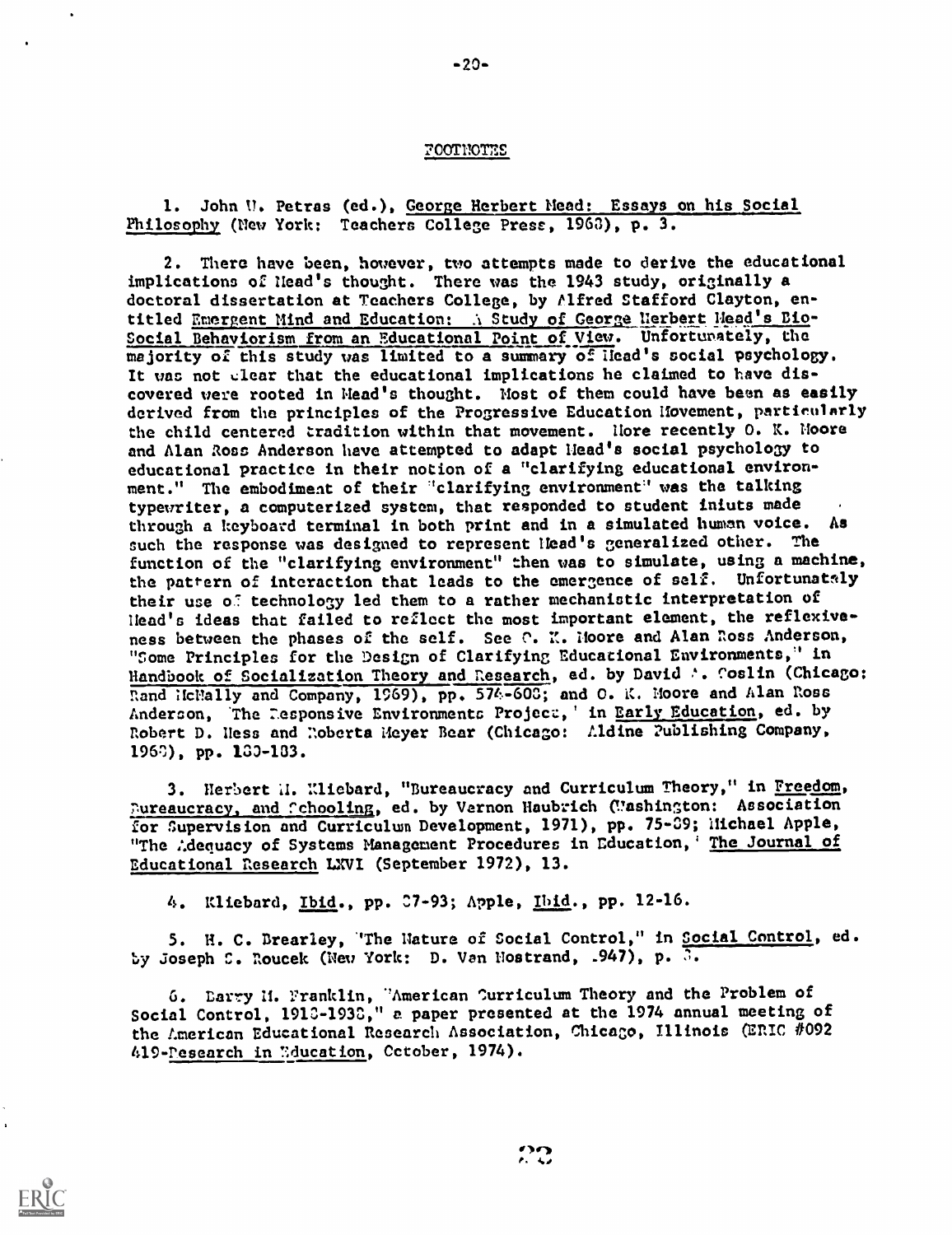## FOOTNOTES

1. John W. Petras (ed.), George Herbert Mead: Essays on his Social Philosophy (New York: Teachers College Press, 1968), p. 3.

2. There have been, however, two attempts made to derive the educational implications of Mead's thought. There was the 1943 study, originally a doctoral dissertation at Teachers College, by Alfred Stafford Clayton, entitled Emergent Mind and Education: A Study of George Herbert Mead's Bio-Social Behaviorism from an Educational Point of View. Unfortunately, the majority of this study was limited to a summary of Mead's social psychology. It was not clear that the educational implications he claimed to have discovered were rooted in Mead's thought. Most of them could have been as easily derived from the principles of the Progressive Education Movement, particularly the child centered tradition within that movement. More recently O. K. Moore and Alan Ross Anderson have attempted to adapt Mead's social psychology to educational practice in their notion of a "clarifying educational environment." The embodiment of their "clarifying environment" was the talking typewriter, a computerized system, that responded to student iniuts made through a keyboard terminal in both print and in a simulated human voice. As such the response was designed to represent Mead's generalized other. The function of the "clarifying environment" then was to simulate, using a machine, the pattern of interaction that leads to the emergence of self. Unfortunately their use of technology led them to a rather mechanistic interpretation of Mead's ideas that failed to reflect the most important element, the reflexiveness between the phases of the self. See O. K. Moore and Alan Ross Anderson, "Some Principles for the Design of Clarifying Educational Environments," in Handbook of Socialization Theory and Research, ed. by David A. Goslin (Chicago: Rand McNally and Company, 1969), pp. 574-608; and O. K. Moore and Alan Ross Anderson, "The Responsive Environments Project," in Early Education, ed. by Robert D. Hess and Roberta Meyer Bear (Chicago: Aldine Publishing Company, 1968), pp. 130-183.

3. Herbert M. Kliebard, "Bureaucracy and Curriculum Theory," in Freedom, Bureaucracy, and Schooling, ed. by Vernon Haubrich (Washington: Association for Supervision and Curriculum Development, 1971), pp. 75-89; Michael Apple, "The Adequacy of Systems Management Procedures in Education," The Journal of Educational Research LXVI (September 1972), 13.

4. Kliebard, Ibid., pp. 87-93; Apple, Ibid., pp. 12-16.

5. H. C. Brearley, "The Nature of Social Control," in Social Control, ed. by Joseph S. Roucek (New York: D. Van Nostrand, 1947), p. 3.

6. Barry M. Franklin, "American Curriculum Theory and the Problem of Social Control, 1918-1938," a paper presented at the 1974 annual meeting of the American Educational Research Association, Chicago, Illinois (ERIC #092 419-Research in Education, October, 1974).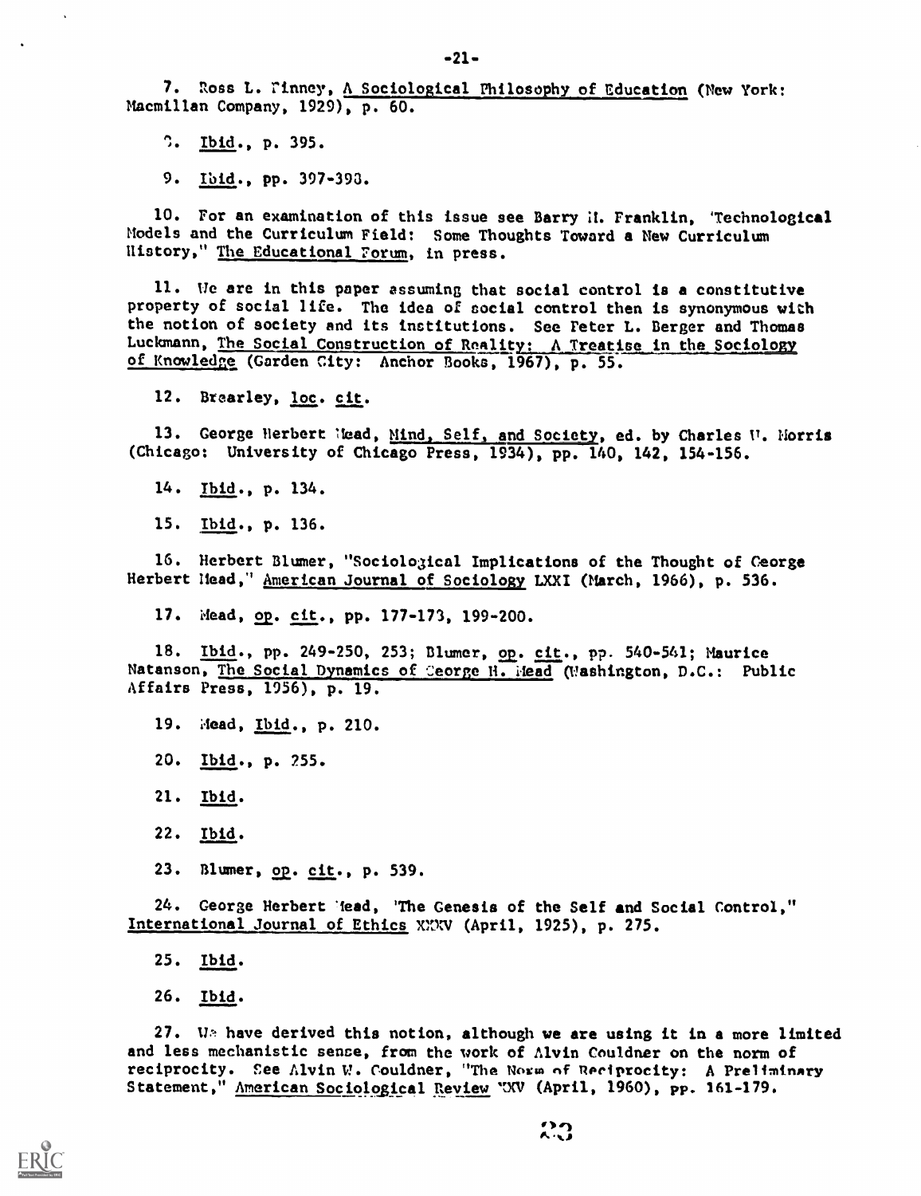7. Ross L. Finney, A Sociological Philosophy of Education (New York: Macmillan Company, 1929), p. 60.

8. Ibid., p. 395.

9. Ibid., pp. 397-398.

10. For an examination of this issue see Barry M. Franklin, "Technological Models and the Curriculum Field: Some Thoughts Toward a New Curriculum History," The Educational Forum, in press.

11. We are in this paper assuming that social control is a constitutive property of social life. The idea of social control then is synonymous with the notion of society and its institutions. See Peter L. Berger and Thomas Luckmann, The Social Construction of Reality: A Treatise in the Sociology of Knowledge (Garden City: Anchor Books, 1967), p. 55.

12. Brearley, loc. cit.

13. George Herbert Mead, Mind, Self, and Society, ed. by Charles W. Morris (Chicago: University of Chicago Press, 1934), pp. 140, 142, 154-156.

14. Ibid., p. 134.

15. Ibid., p. 136.

16. Herbert Blumer, "Sociological Implications of the Thought of George Herbert Mead," American Journal of Sociology LXXI (March, 1966), p. 536.

17. Mead, op. cit., pp. 177-178, 199-200.

18. Ibid., pp. 249-250, 253; Blumer, op. cit., pp. 540-541; Maurice Natanson, The Social Dynamics of George H. Mead (Washington, D.C.: Public Affairs Press, 1956), p. 19.

19. Mead, Ibid., p. 210.

20. Ibid., p. 255.

21. Ibid.

22. Ibid.

23. Blumer, op. cit., p. 539.

24. George Herbert Mead, "The Genesis of the Self and Social Control," International Journal of Ethics XXXV (April, 1925), p. 275.

25. Ibid.

26. Ibid.

27. We have derived this notion, although we are using it in a more limited and less mechanistic sense, from the work of Alvin Gouldner on the norm of reciprocity. See Alvin W. Gouldner, "The Norm of Reciprocity: A Preliminary Statement," American Sociological Review XXV (April, 1960), pp. 161-179.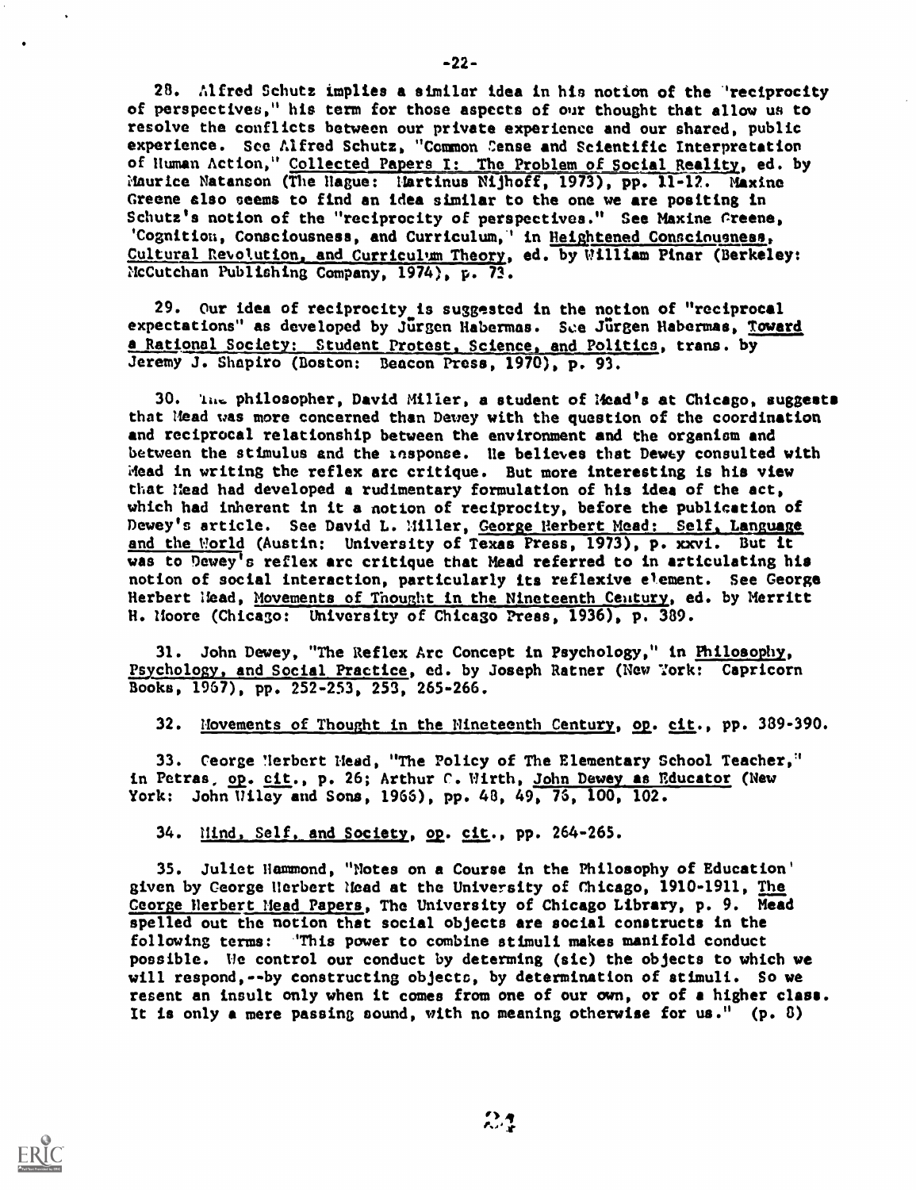28. Alfred Schutz implies a similar idea in his notion of the "reciprocity of perspectives," his term for those aspects of our thought that allow us to resolve the conflicts between our private experience and our shared, public experience. See Alfred Schutz, "Common Sense and Scientific Interpretation of Human Action," Collected Papers I: The Problem of Social Reality, ed. by Maurice Natanson (The Hague: Martinus Nijhoff, 1973), pp. 11-12. Maxine Greene also seems to find an idea similar to the one we are positing in Schutz's notion of the "reciprocity of perspectives." See Maxine Greene, 'Cognition, Consciousness, and Curriculum,' in Heightened Consciousness, Cultural Revolution, and Curriculum Theory, ed. by William Pinar (Berkeley: McCutchan Publishing Company, 1974), p. 73.

29. Our idea of reciprocity is suggested in the notion of "reciprocal expectations" as developed by Jürgen Habermas. See Jürgen Habermas, Toward a Rational Society: Student Protest, Science, and Politics, trans. by Jeremy J. Shapiro (Boston: Beacon Press, 1970), p. 93.

30. The philosopher, David Miller, a student of Mead's at Chicago, suggests that Mead was more concerned than Dewey with the question of the coordination and reciprocal relationship between the environment and the organism and between the stimulus and the response. He believes that Dewey consulted with Mead in writing the reflex arc critique. But more interesting is his view that Mead had developed a rudimentary formulation of his idea of the act, which had inherent in it a notion of reciprocity, before the publication of Dewey's article. See David L. Miller, George Herbert Mead: Self, Language and the World (Austin: University of Texas Press, 1973), p. xxvi. But it was to Dewey's reflex arc critique that Mead referred to in articulating his notion of social interaction, particularly its reflexive element. See George Herbert Mead, Movements of Thought in the Nineteenth Century, ed. by Merritt H. Moore (Chicago: University of Chicago Press, 1936), p. 389.

31. John Dewey, "The Reflex Arc Concept in Psychology," in Philosophy, Psychology, and Social Practice, ed. by Joseph Ratner (New York: Capricorn Books, 1967), pp. 252-253, 253, 265-266.

32. Movements of Thought in the Nineteenth Century, op. cit., pp. 389-390.

33. George Herbert Mead, "The Policy of The Elementary School Teacher," in Petras, op. cit., p. 26; Arthur G. Wirth, John Dewey as Educator (New York: John Wiley and Sons, 1966), pp. 48, 49, 76, 100, 102.

34. Mind, Self, and Society, op. cit., pp. 264-265.

35. Juliet Hammond, "Notes on a Course in the Philosophy of Education' given by George Herbert Mead at the University of Chicago, 1910-1911, The George Herbert Mead Papers, The University of Chicago Library, p. 9. Mead spelled out the notion that social objects are social constructs in the following terms: "This power to combine stimuli makes manifold conduct possible. We control our conduct by determing (sic) the objects to which we will respond,--by constructing objects, by determination of stimuli. So we resent an insult only when it comes from one of our own, or of a higher class. It is only a mere passing sound, with no meaning otherwise for us." (p. 8)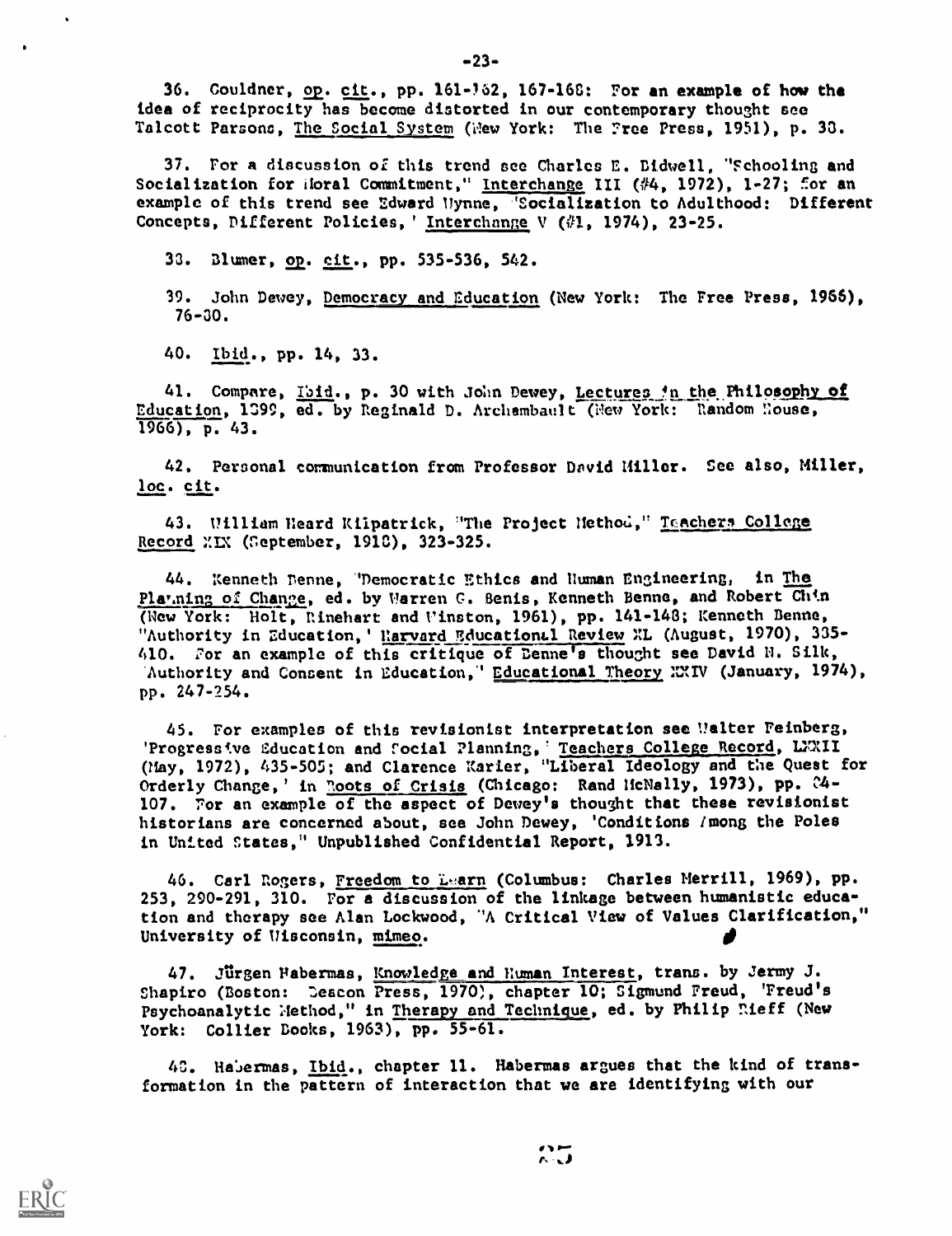36. Couldner, op. cit., pp. 161-162, 167-168: For an example of how the idea of reciprocity has become distorted in our contemporary thought see Talcott Parsons, The Social System (New York: The Free Press, 1951), p. 38.

37. For a discussion of this trend see Charles E. Bidwell, "Schooling and Socialization for Moral Commitment," Interchange III (#4, 1972), 1-27; for an example of this trend see Edward Wynne, "Socialization to Adulthood: Different Concepts, Different Policies," Interchange V (#1, 1974), 23-25.

38. Blumer, op. cit., pp. 535-536, 542.

39. John Dewey, Democracy and Education (New York: The Free Press, 1966), 76-80.

40. Ibid., pp. 14, 33.

41. Compare, Ibid., p. 30 with John Dewey, Lectures in the Philosophy of Education, 1899, ed. by Reginald D. Archambault (New York: Random House, 1966), p. 43.

42. Personal communication from Professor David Miller. See also, Miller, loc. cit.

43. William Heard Kilpatrick, "The Project Method," Teachers College Record XIX (September, 1918), 323-325.

44. Kenneth Benne, "Democratic Ethics and Human Engineering," in The Planning of Change, ed. by Warren G. Benis, Kenneth Benne, and Robert Chin (New York: Holt, Rinehart and Winston, 1961), pp. 141-148; Kenneth Benne, "Authority in Education," Harvard Educational Review XL (August, 1970), 385-410. For an example of this critique of Benne's thought see David N. Silk, "Authority and Consent in Education," Educational Theory XXIV (January, 1974), pp. 247-254.

45. For examples of this revisionist interpretation see Walter Feinberg, "Progressive Education and Social Planning," Teachers College Record, LXXII (May, 1972), 435-505; and Clarence Karier, "Liberal Ideology and the Quest for Orderly Change," in Roots of Crisis (Chicago: Rand McNally, 1973), pp. 84-107. For an example of the aspect of Dewey's thought that these revisionist historians are concerned about, see John Dewey, "Conditions Among the Poles in United States," Unpublished Confidential Report, 1918.

46. Carl Rogers, Freedom to Learn (Columbus: Charles Merrill, 1969), pp. 253, 290-291, 310. For a discussion of the linkage between humanistic education and therapy see Alan Lockwood, "A Critical View of Values Clarification," University of Wisconsin, mimeo.

47. Jürgen Habermas, Knowledge and Human Interest, trans. by Jermy J. Shapiro (Boston: Beacon Press, 1970), chapter 10; Sigmund Freud, "Freud's Psychoanalytic Method," in Therapy and Technique, ed. by Philip Rieff (New York: Collier Books, 1963), pp. 55-61.

48. Habermas, Ibid., chapter 11. Habermas argues that the kind of transformation in the pattern of interaction that we are identifying with our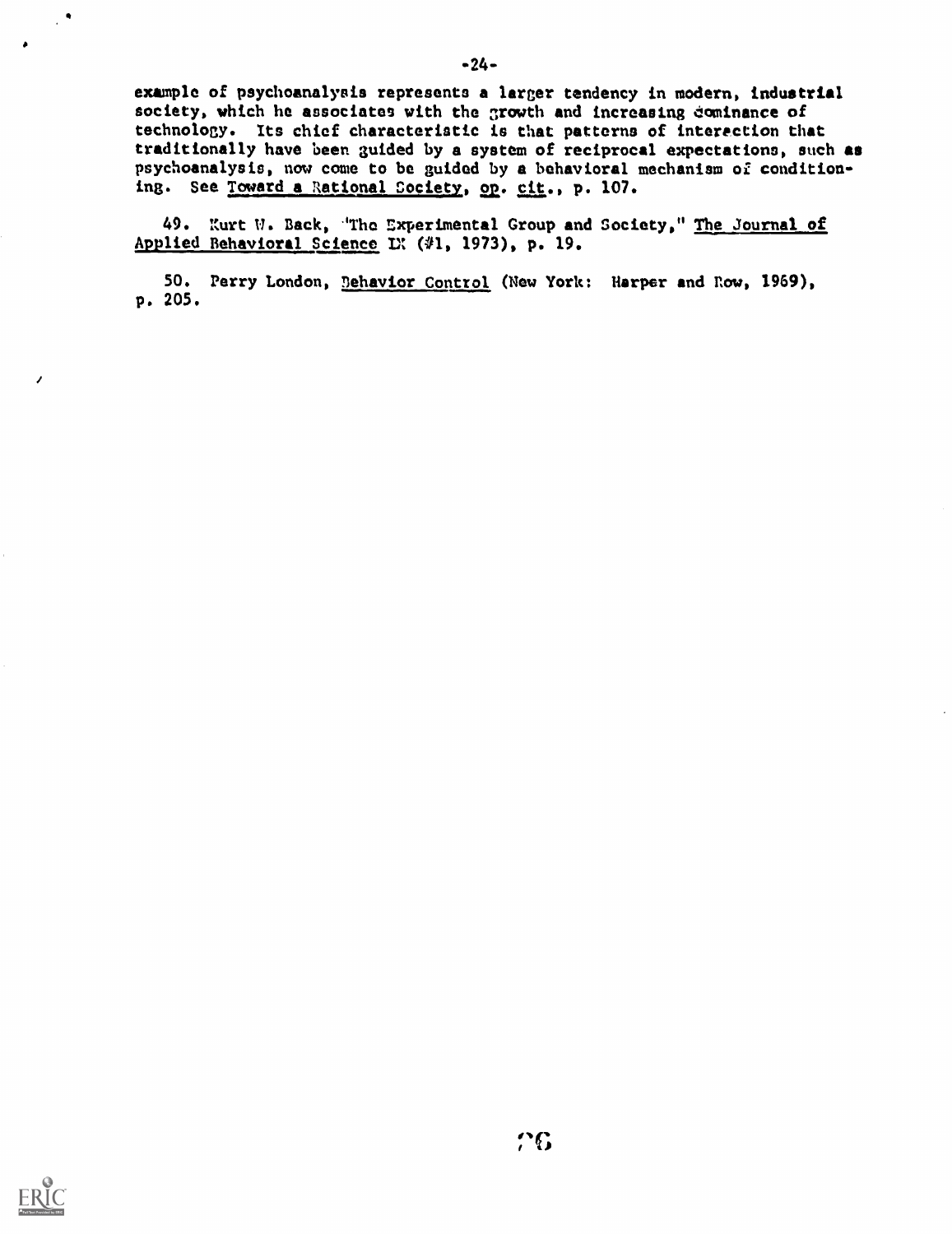example of psychoanalysis represents a larger tendency in modern, industrial society, which he associates with the growth and increasing dominance of technology. Its chief characteristic is that patterns of interaction that traditionally have been guided by a system of reciprocal expectations, such as psychoanalysis, now come to be guided by a behavioral mechanism of conditioning. See Toward a Rational Society, op. cit., p. 107.

49. Kurt W. Back, "The Experimental Group and Society," The Journal of Applied Behavioral Science IX (#1, 1973), p. 19.

50. Perry London, Behavior Control (New York: Harper and Row, 1969), p. 205.